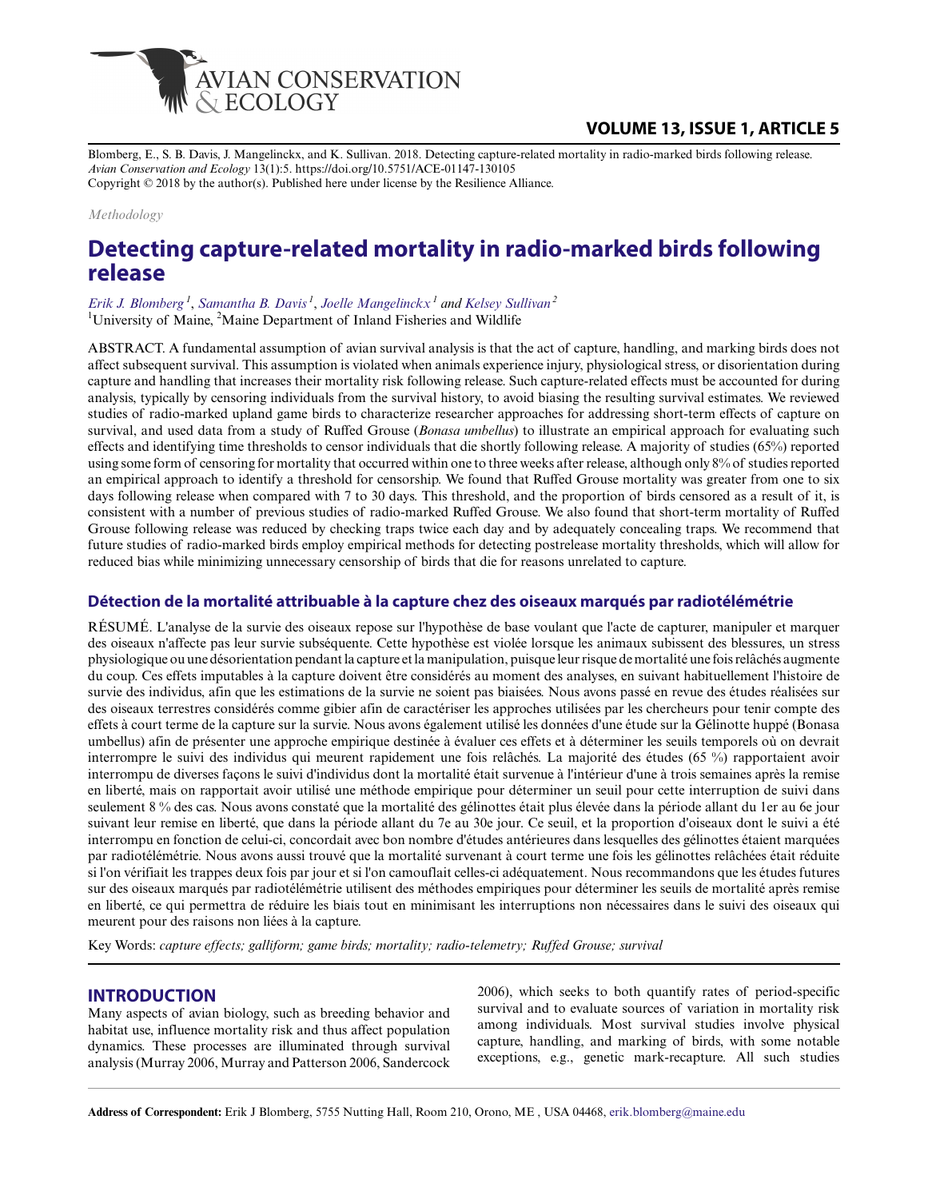Blomberg, E., S. B. Davis, J. Mangelinckx, and K. Sullivan. 2018. Detecting capture-related mortality in radio-marked birds following release. *Avian Conservation and Ecology* 13(1):5. https://doi.org/10.5751/ACE-01147-130105
Copyright © 2018 by the author(s). Published here under license by the Resilience Alliance.

*Methodology*

# Detecting capture-related mortality in radio-marked birds following release

*Erik J. Blomberg*[1], *Samantha B. Davis*[1], *Joelle Mangelinckx*[1] and *Kelsey Sullivan*[2]

[1]University of Maine, [2]Maine Department of Inland Fisheries and Wildlife

ABSTRACT. A fundamental assumption of avian survival analysis is that the act of capture, handling, and marking birds does not affect subsequent survival. This assumption is violated when animals experience injury, physiological stress, or disorientation during capture and handling that increases their mortality risk following release. Such capture-related effects must be accounted for during analysis, typically by censoring individuals from the survival history, to avoid biasing the resulting survival estimates. We reviewed studies of radio-marked upland game birds to characterize researcher approaches for addressing short-term effects of capture on survival, and used data from a study of Ruffed Grouse (*Bonasa umbellus*) to illustrate an empirical approach for evaluating such effects and identifying time thresholds to censor individuals that die shortly following release. A majority of studies (65%) reported using some form of censoring for mortality that occurred within one to three weeks after release, although only 8% of studies reported an empirical approach to identify a threshold for censorship. We found that Ruffed Grouse mortality was greater from one to six days following release when compared with 7 to 30 days. This threshold, and the proportion of birds censored as a result of it, is consistent with a number of previous studies of radio-marked Ruffed Grouse. We also found that short-term mortality of Ruffed Grouse following release was reduced by checking traps twice each day and by adequately concealing traps. We recommend that future studies of radio-marked birds employ empirical methods for detecting postrelease mortality thresholds, which will allow for reduced bias while minimizing unnecessary censorship of birds that die for reasons unrelated to capture.

## Détection de la mortalité attribuable à la capture chez des oiseaux marqués par radiotélémétrie

RÉSUMÉ. L'analyse de la survie des oiseaux repose sur l'hypothèse de base voulant que l'acte de capturer, manipuler et marquer des oiseaux n'affecte pas leur survie subséquente. Cette hypothèse est violée lorsque les animaux subissent des blessures, un stress physiologique ou une désorientation pendant la capture et la manipulation, puisque leur risque de mortalité une fois relâchés augmente du coup. Ces effets imputables à la capture doivent être considérés au moment des analyses, en suivant habituellement l'histoire de survie des individus, afin que les estimations de la survie ne soient pas biaisées. Nous avons passé en revue des études réalisées sur des oiseaux terrestres considérés comme gibier afin de caractériser les approches utilisées par les chercheurs pour tenir compte des effets à court terme de la capture sur la survie. Nous avons également utilisé les données d'une étude sur la Gélinotte huppé (Bonasa umbellus) afin de présenter une approche empirique destinée à évaluer ces effets et à déterminer les seuils temporels où on devrait interrompre le suivi des individus qui meurent rapidement une fois relâchés. La majorité des études (65 %) rapportaient avoir interrompu de diverses façons le suivi d'individus dont la mortalité était survenue à l'intérieur d'une à trois semaines après la remise en liberté, mais on rapportait avoir utilisé une méthode empirique pour déterminer un seuil pour cette interruption de suivi dans seulement 8 % des cas. Nous avons constaté que la mortalité des gélinottes était plus élevée dans la période allant du 1er au 6e jour suivant leur remise en liberté, que dans la période allant du 7e au 30e jour. Ce seuil, et la proportion d'oiseaux dont le suivi a été interrompu en fonction de celui-ci, concordait avec bon nombre d'études antérieures dans lesquelles des gélinottes étaient marquées par radiotélémétrie. Nous avons aussi trouvé que la mortalité survenant à court terme une fois les gélinottes relâchées était réduite si l'on vérifiait les trappes deux fois par jour et si l'on camouflait celles-ci adéquatement. Nous recommandons que les études futures sur des oiseaux marqués par radiotélémétrie utilisent des méthodes empiriques pour déterminer les seuils de mortalité après remise en liberté, ce qui permettra de réduire les biais tout en minimisant les interruptions non nécessaires dans le suivi des oiseaux qui meurent pour des raisons non liées à la capture.

Key Words: *capture effects; galliform; game birds; mortality; radio-telemetry; Ruffed Grouse; survival*

## INTRODUCTION

Many aspects of avian biology, such as breeding behavior and habitat use, influence mortality risk and thus affect population dynamics. These processes are illuminated through survival analysis (Murray 2006, Murray and Patterson 2006, Sandercock 2006), which seeks to both quantify rates of period-specific survival and to evaluate sources of variation in mortality risk among individuals. Most survival studies involve physical capture, handling, and marking of birds, with some notable exceptions, e.g., genetic mark-recapture. All such studies

**Address of Correspondent:** Erik J Blomberg, 5755 Nutting Hall, Room 210, Orono, ME , USA 04468, erik.blomberg@maine.edu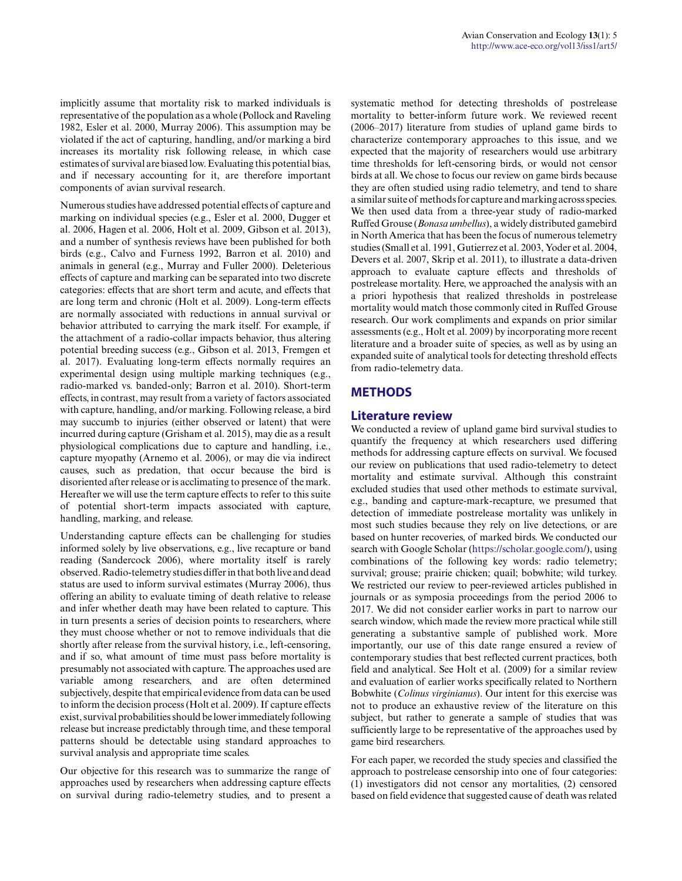implicitly assume that mortality risk to marked individuals is representative of the population as a whole (Pollock and Raveling 1982, Esler et al. 2000, Murray 2006). This assumption may be violated if the act of capturing, handling, and/or marking a bird increases its mortality risk following release, in which case estimates of survival are biased low. Evaluating this potential bias, and if necessary accounting for it, are therefore important components of avian survival research.

Numerous studies have addressed potential effects of capture and marking on individual species (e.g., Esler et al. 2000, Dugger et al. 2006, Hagen et al. 2006, Holt et al. 2009, Gibson et al. 2013), and a number of synthesis reviews have been published for both birds (e.g., Calvo and Furness 1992, Barron et al. 2010) and animals in general (e.g., Murray and Fuller 2000). Deleterious effects of capture and marking can be separated into two discrete categories: effects that are short term and acute, and effects that are long term and chronic (Holt et al. 2009). Long-term effects are normally associated with reductions in annual survival or behavior attributed to carrying the mark itself. For example, if the attachment of a radio-collar impacts behavior, thus altering potential breeding success (e.g., Gibson et al. 2013, Fremgen et al. 2017). Evaluating long-term effects normally requires an experimental design using multiple marking techniques (e.g., radio-marked vs. banded-only; Barron et al. 2010). Short-term effects, in contrast, may result from a variety of factors associated with capture, handling, and/or marking. Following release, a bird may succumb to injuries (either observed or latent) that were incurred during capture (Grisham et al. 2015), may die as a result physiological complications due to capture and handling, i.e., capture myopathy (Arnemo et al. 2006), or may die via indirect causes, such as predation, that occur because the bird is disoriented after release or is acclimating to presence of the mark. Hereafter we will use the term capture effects to refer to this suite of potential short-term impacts associated with capture, handling, marking, and release.

Understanding capture effects can be challenging for studies informed solely by live observations, e.g., live recapture or band reading (Sandercock 2006), where mortality itself is rarely observed. Radio-telemetry studies differ in that both live and dead status are used to inform survival estimates (Murray 2006), thus offering an ability to evaluate timing of death relative to release and infer whether death may have been related to capture. This in turn presents a series of decision points to researchers, where they must choose whether or not to remove individuals that die shortly after release from the survival history, i.e., left-censoring, and if so, what amount of time must pass before mortality is presumably not associated with capture. The approaches used are variable among researchers, and are often determined subjectively, despite that empirical evidence from data can be used to inform the decision process (Holt et al. 2009). If capture effects exist, survival probabilities should be lower immediately following release but increase predictably through time, and these temporal patterns should be detectable using standard approaches to survival analysis and appropriate time scales.

Our objective for this research was to summarize the range of approaches used by researchers when addressing capture effects on survival during radio-telemetry studies, and to present a systematic method for detecting thresholds of postrelease mortality to better-inform future work. We reviewed recent (2006–2017) literature from studies of upland game birds to characterize contemporary approaches to this issue, and we expected that the majority of researchers would use arbitrary time thresholds for left-censoring birds, or would not censor birds at all. We chose to focus our review on game birds because they are often studied using radio telemetry, and tend to share a similar suite of methods for capture and marking across species. We then used data from a three-year study of radio-marked Ruffed Grouse (*Bonasa umbellus*), a widely distributed gamebird in North America that has been the focus of numerous telemetry studies (Small et al. 1991, Gutierrez et al. 2003, Yoder et al. 2004, Devers et al. 2007, Skrip et al. 2011), to illustrate a data-driven approach to evaluate capture effects and thresholds of postrelease mortality. Here, we approached the analysis with an a priori hypothesis that realized thresholds in postrelease mortality would match those commonly cited in Ruffed Grouse research. Our work compliments and expands on prior similar assessments (e.g., Holt et al. 2009) by incorporating more recent literature and a broader suite of species, as well as by using an expanded suite of analytical tools for detecting threshold effects from radio-telemetry data.

## METHODS

### Literature review

We conducted a review of upland game bird survival studies to quantify the frequency at which researchers used differing methods for addressing capture effects on survival. We focused our review on publications that used radio-telemetry to detect mortality and estimate survival. Although this constraint excluded studies that used other methods to estimate survival, e.g., banding and capture-mark-recapture, we presumed that detection of immediate postrelease mortality was unlikely in most such studies because they rely on live detections, or are based on hunter recoveries, of marked birds. We conducted our search with Google Scholar (https://scholar.google.com/), using combinations of the following key words: radio telemetry; survival; grouse; prairie chicken; quail; bobwhite; wild turkey. We restricted our review to peer-reviewed articles published in journals or as symposia proceedings from the period 2006 to 2017. We did not consider earlier works in part to narrow our search window, which made the review more practical while still generating a substantive sample of published work. More importantly, our use of this date range ensured a review of contemporary studies that best reflected current practices, both field and analytical. See Holt et al. (2009) for a similar review and evaluation of earlier works specifically related to Northern Bobwhite (*Colinus virginianus*). Our intent for this exercise was not to produce an exhaustive review of the literature on this subject, but rather to generate a sample of studies that was sufficiently large to be representative of the approaches used by game bird researchers.

For each paper, we recorded the study species and classified the approach to postrelease censorship into one of four categories: (1) investigators did not censor any mortalities, (2) censored based on field evidence that suggested cause of death was related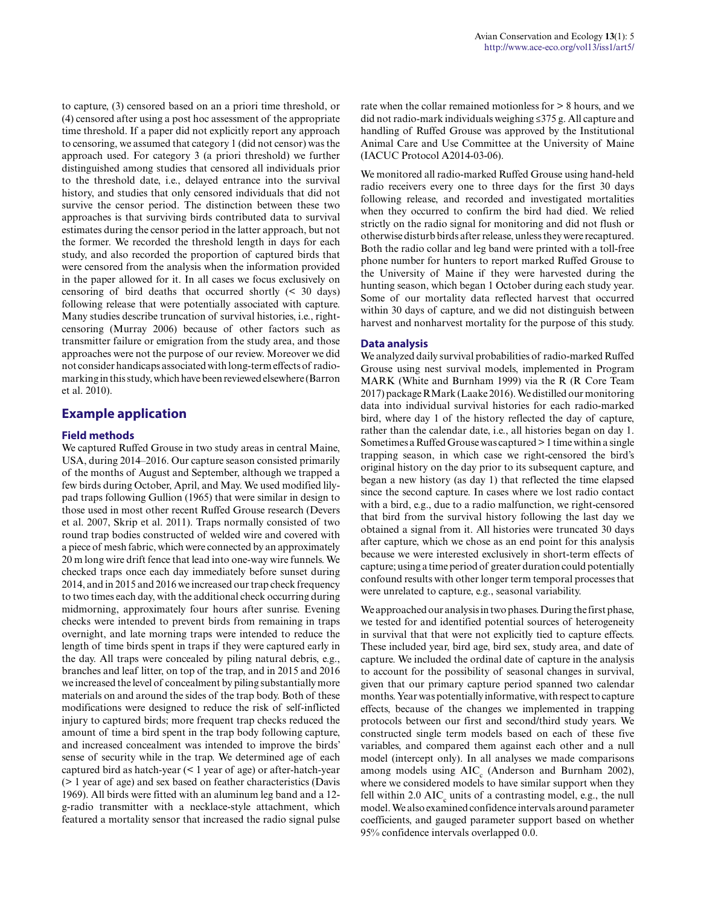to capture, (3) censored based on an a priori time threshold, or (4) censored after using a post hoc assessment of the appropriate time threshold. If a paper did not explicitly report any approach to censoring, we assumed that category 1 (did not censor) was the approach used. For category 3 (a priori threshold) we further distinguished among studies that censored all individuals prior to the threshold date, i.e., delayed entrance into the survival history, and studies that only censored individuals that did not survive the censor period. The distinction between these two approaches is that surviving birds contributed data to survival estimates during the censor period in the latter approach, but not the former. We recorded the threshold length in days for each study, and also recorded the proportion of captured birds that were censored from the analysis when the information provided in the paper allowed for it. In all cases we focus exclusively on censoring of bird deaths that occurred shortly (< 30 days) following release that were potentially associated with capture. Many studies describe truncation of survival histories, i.e., right-censoring (Murray 2006) because of other factors such as transmitter failure or emigration from the study area, and those approaches were not the purpose of our review. Moreover we did not consider handicaps associated with long-term effects of radio-marking in this study, which have been reviewed elsewhere (Barron et al. 2010).

## Example application

### Field methods

We captured Ruffed Grouse in two study areas in central Maine, USA, during 2014–2016. Our capture season consisted primarily of the months of August and September, although we trapped a few birds during October, April, and May. We used modified lily-pad traps following Gullion (1965) that were similar in design to those used in most other recent Ruffed Grouse research (Devers et al. 2007, Skrip et al. 2011). Traps normally consisted of two round trap bodies constructed of welded wire and covered with a piece of mesh fabric, which were connected by an approximately 20 m long wire drift fence that lead into one-way wire funnels. We checked traps once each day immediately before sunset during 2014, and in 2015 and 2016 we increased our trap check frequency to two times each day, with the additional check occurring during midmorning, approximately four hours after sunrise. Evening checks were intended to prevent birds from remaining in traps overnight, and late morning traps were intended to reduce the length of time birds spent in traps if they were captured early in the day. All traps were concealed by piling natural debris, e.g., branches and leaf litter, on top of the trap, and in 2015 and 2016 we increased the level of concealment by piling substantially more materials on and around the sides of the trap body. Both of these modifications were designed to reduce the risk of self-inflicted injury to captured birds; more frequent trap checks reduced the amount of time a bird spent in the trap body following capture, and increased concealment was intended to improve the birds' sense of security while in the trap. We determined age of each captured bird as hatch-year (< 1 year of age) or after-hatch-year (> 1 year of age) and sex based on feather characteristics (Davis 1969). All birds were fitted with an aluminum leg band and a 12-g-radio transmitter with a necklace-style attachment, which featured a mortality sensor that increased the radio signal pulse rate when the collar remained motionless for > 8 hours, and we did not radio-mark individuals weighing ≤375 g. All capture and handling of Ruffed Grouse was approved by the Institutional Animal Care and Use Committee at the University of Maine (IACUC Protocol A2014-03-06).

We monitored all radio-marked Ruffed Grouse using hand-held radio receivers every one to three days for the first 30 days following release, and recorded and investigated mortalities when they occurred to confirm the bird had died. We relied strictly on the radio signal for monitoring and did not flush or otherwise disturb birds after release, unless they were recaptured. Both the radio collar and leg band were printed with a toll-free phone number for hunters to report marked Ruffed Grouse to the University of Maine if they were harvested during the hunting season, which began 1 October during each study year. Some of our mortality data reflected harvest that occurred within 30 days of capture, and we did not distinguish between harvest and nonharvest mortality for the purpose of this study.

### Data analysis

We analyzed daily survival probabilities of radio-marked Ruffed Grouse using nest survival models, implemented in Program MARK (White and Burnham 1999) via the R (R Core Team 2017) package RMark (Laake 2016). We distilled our monitoring data into individual survival histories for each radio-marked bird, where day 1 of the history reflected the day of capture, rather than the calendar date, i.e., all histories began on day 1. Sometimes a Ruffed Grouse was captured > 1 time within a single trapping season, in which case we right-censored the bird's original history on the day prior to its subsequent capture, and began a new history (as day 1) that reflected the time elapsed since the second capture. In cases where we lost radio contact with a bird, e.g., due to a radio malfunction, we right-censored that bird from the survival history following the last day we obtained a signal from it. All histories were truncated 30 days after capture, which we chose as an end point for this analysis because we were interested exclusively in short-term effects of capture; using a time period of greater duration could potentially confound results with other longer term temporal processes that were unrelated to capture, e.g., seasonal variability.

We approached our analysis in two phases. During the first phase, we tested for and identified potential sources of heterogeneity in survival that that were not explicitly tied to capture effects. These included year, bird age, bird sex, study area, and date of capture. We included the ordinal date of capture in the analysis to account for the possibility of seasonal changes in survival, given that our primary capture period spanned two calendar months. Year was potentially informative, with respect to capture effects, because of the changes we implemented in trapping protocols between our first and second/third study years. We constructed single term models based on each of these five variables, and compared them against each other and a null model (intercept only). In all analyses we made comparisons among models using $AIC_c$ (Anderson and Burnham 2002), where we considered models to have similar support when they fell within 2.0 $AIC_c$ units of a contrasting model, e.g., the null model. We also examined confidence intervals around parameter coefficients, and gauged parameter support based on whether 95% confidence intervals overlapped 0.0.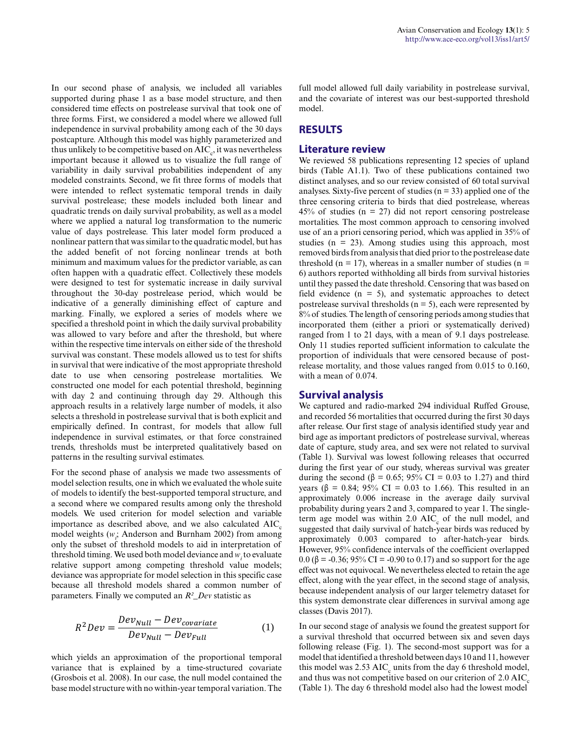In our second phase of analysis, we included all variables supported during phase 1 as a base model structure, and then considered time effects on postrelease survival that took one of three forms. First, we considered a model where we allowed full independence in survival probability among each of the 30 days postcapture. Although this model was highly parameterized and thus unlikely to be competitive based on $AIC_c$, it was nevertheless important because it allowed us to visualize the full range of variability in daily survival probabilities independent of any modeled constraints. Second, we fit three forms of models that were intended to reflect systematic temporal trends in daily survival postrelease; these models included both linear and quadratic trends on daily survival probability, as well as a model where we applied a natural log transformation to the numeric value of days postrelease. This later model form produced a nonlinear pattern that was similar to the quadratic model, but has the added benefit of not forcing nonlinear trends at both minimum and maximum values for the predictor variable, as can often happen with a quadratic effect. Collectively these models were designed to test for systematic increase in daily survival throughout the 30-day postrelease period, which would be indicative of a generally diminishing effect of capture and marking. Finally, we explored a series of models where we specified a threshold point in which the daily survival probability was allowed to vary before and after the threshold, but where within the respective time intervals on either side of the threshold survival was constant. These models allowed us to test for shifts in survival that were indicative of the most appropriate threshold date to use when censoring postrelease mortalities. We constructed one model for each potential threshold, beginning with day 2 and continuing through day 29. Although this approach results in a relatively large number of models, it also selects a threshold in postrelease survival that is both explicit and empirically defined. In contrast, for models that allow full independence in survival estimates, or that force constrained trends, thresholds must be interpreted qualitatively based on patterns in the resulting survival estimates.

For the second phase of analysis we made two assessments of model selection results, one in which we evaluated the whole suite of models to identify the best-supported temporal structure, and a second where we compared results among only the threshold models. We used criterion for model selection and variable importance as described above, and we also calculated $AIC_c$ model weights ($w_i$; Anderson and Burnham 2002) from among only the subset of threshold models to aid in interpretation of threshold timing. We used both model deviance and $w_i$ to evaluate relative support among competing threshold value models; deviance was appropriate for model selection in this specific case because all threshold models shared a common number of parameters. Finally we computed an *R²_Dev* statistic as

$$R^2Dev = \frac{Dev_{Null} - Dev_{covariate}}{Dev_{Null} - Dev_{Full}} \qquad (1)$$

which yields an approximation of the proportional temporal variance that is explained by a time-structured covariate (Grosbois et al. 2008). In our case, the null model contained the base model structure with no within-year temporal variation. The full model allowed full daily variability in postrelease survival, and the covariate of interest was our best-supported threshold model.

## RESULTS

### Literature review

We reviewed 58 publications representing 12 species of upland birds (Table A1.1). Two of these publications contained two distinct analyses, and so our review consisted of 60 total survival analyses. Sixty-five percent of studies (n = 33) applied one of the three censoring criteria to birds that died postrelease, whereas 45% of studies (n = 27) did not report censoring postrelease mortalities. The most common approach to censoring involved use of an a priori censoring period, which was applied in 35% of studies (n = 23). Among studies using this approach, most removed birds from analysis that died prior to the postrelease date threshold (n = 17), whereas in a smaller number of studies (n = 6) authors reported withholding all birds from survival histories until they passed the date threshold. Censoring that was based on field evidence (n = 5), and systematic approaches to detect postrelease survival thresholds (n = 5), each were represented by 8% of studies. The length of censoring periods among studies that incorporated them (either a priori or systematically derived) ranged from 1 to 21 days, with a mean of 9.1 days postrelease. Only 11 studies reported sufficient information to calculate the proportion of individuals that were censored because of postrelease mortality, and those values ranged from 0.015 to 0.160, with a mean of 0.074.

### Survival analysis

We captured and radio-marked 294 individual Ruffed Grouse, and recorded 56 mortalities that occurred during the first 30 days after release. Our first stage of analysis identified study year and bird age as important predictors of postrelease survival, whereas date of capture, study area, and sex were not related to survival (Table 1). Survival was lowest following releases that occurred during the first year of our study, whereas survival was greater during the second (β = 0.65; 95% CI = 0.03 to 1.27) and third years (β = 0.84; 95% CI = 0.03 to 1.66). This resulted in an approximately 0.006 increase in the average daily survival probability during years 2 and 3, compared to year 1. The single-term age model was within 2.0 $AIC_c$ of the null model, and suggested that daily survival of hatch-year birds was reduced by approximately 0.003 compared to after-hatch-year birds. However, 95% confidence intervals of the coefficient overlapped 0.0 (β = -0.36; 95% CI = -0.90 to 0.17) and so support for the age effect was not equivocal. We nevertheless elected to retain the age effect, along with the year effect, in the second stage of analysis, because independent analysis of our larger telemetry dataset for this system demonstrate clear differences in survival among age classes (Davis 2017).

In our second stage of analysis we found the greatest support for a survival threshold that occurred between six and seven days following release (Fig. 1). The second-most support was for a model that identified a threshold between days 10 and 11, however this model was 2.53 $AIC_c$ units from the day 6 threshold model, and thus was not competitive based on our criterion of 2.0 $AIC_c$ (Table 1). The day 6 threshold model also had the lowest model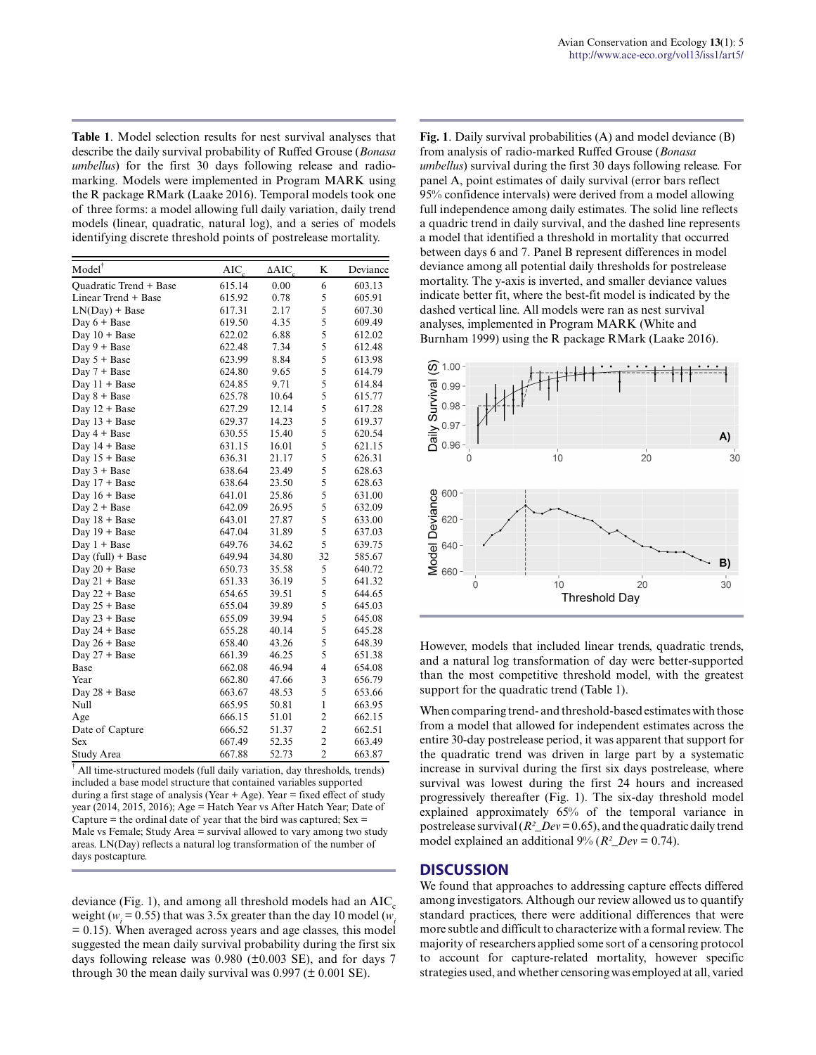**Table 1**. Model selection results for nest survival analyses that describe the daily survival probability of Ruffed Grouse (*Bonasa umbellus*) for the first 30 days following release and radio-marking. Models were implemented in Program MARK using the R package RMark (Laake 2016). Temporal models took one of three forms: a model allowing full daily variation, daily trend models (linear, quadratic, natural log), and a series of models identifying discrete threshold points of postrelease mortality.

| Model[†] | $AIC_c$ | $\Delta AIC_c$ | K | Deviance |
|---|---|---|---|---|
| Quadratic Trend + Base | 615.14 | 0.00 | 6 | 603.13 |
| Linear Trend + Base | 615.92 | 0.78 | 5 | 605.91 |
| LN(Day) + Base | 617.31 | 2.17 | 5 | 607.30 |
| Day 6 + Base | 619.50 | 4.35 | 5 | 609.49 |
| Day 10 + Base | 622.02 | 6.88 | 5 | 612.02 |
| Day 9 + Base | 622.48 | 7.34 | 5 | 612.48 |
| Day 5 + Base | 623.99 | 8.84 | 5 | 613.98 |
| Day 7 + Base | 624.80 | 9.65 | 5 | 614.79 |
| Day 11 + Base | 624.85 | 9.71 | 5 | 614.84 |
| Day 8 + Base | 625.78 | 10.64 | 5 | 615.77 |
| Day 12 + Base | 627.29 | 12.14 | 5 | 617.28 |
| Day 13 + Base | 629.37 | 14.23 | 5 | 619.37 |
| Day 4 + Base | 630.55 | 15.40 | 5 | 620.54 |
| Day 14 + Base | 631.15 | 16.01 | 5 | 621.15 |
| Day 15 + Base | 636.31 | 21.17 | 5 | 626.31 |
| Day 3 + Base | 638.64 | 23.49 | 5 | 628.63 |
| Day 17 + Base | 638.64 | 23.50 | 5 | 628.63 |
| Day 16 + Base | 641.01 | 25.86 | 5 | 631.00 |
| Day 2 + Base | 642.09 | 26.95 | 5 | 632.09 |
| Day 18 + Base | 643.01 | 27.87 | 5 | 633.00 |
| Day 19 + Base | 647.04 | 31.89 | 5 | 637.03 |
| Day 1 + Base | 649.76 | 34.62 | 5 | 639.75 |
| Day (full) + Base | 649.94 | 34.80 | 32 | 585.67 |
| Day 20 + Base | 650.73 | 35.58 | 5 | 640.72 |
| Day 21 + Base | 651.33 | 36.19 | 5 | 641.32 |
| Day 22 + Base | 654.65 | 39.51 | 5 | 644.65 |
| Day 25 + Base | 655.04 | 39.89 | 5 | 645.03 |
| Day 23 + Base | 655.09 | 39.94 | 5 | 645.08 |
| Day 24 + Base | 655.28 | 40.14 | 5 | 645.28 |
| Day 26 + Base | 658.40 | 43.26 | 5 | 648.39 |
| Day 27 + Base | 661.39 | 46.25 | 5 | 651.38 |
| Base | 662.08 | 46.94 | 4 | 654.08 |
| Year | 662.80 | 47.66 | 3 | 656.79 |
| Day 28 + Base | 663.67 | 48.53 | 5 | 653.66 |
| Null | 665.95 | 50.81 | 1 | 663.95 |
| Age | 666.15 | 51.01 | 2 | 662.15 |
| Date of Capture | 666.52 | 51.37 | 2 | 662.51 |
| Sex | 667.49 | 52.35 | 2 | 663.49 |
| Study Area | 667.88 | 52.73 | 2 | 663.87 |

[†] All time-structured models (full daily variation, day thresholds, trends) included a base model structure that contained variables supported during a first stage of analysis (Year + Age). Year = fixed effect of study year (2014, 2015, 2016); Age = Hatch Year vs After Hatch Year; Date of Capture = the ordinal date of year that the bird was captured; Sex = Male vs Female; Study Area = survival allowed to vary among two study areas. LN(Day) reflects a natural log transformation of the number of days postcapture.

deviance (Fig. 1), and among all threshold models had an $AIC_c$ weight ($w_i$ = 0.55) that was 3.5x greater than the day 10 model ($w_i$ = 0.15). When averaged across years and age classes, this model suggested the mean daily survival probability during the first six days following release was 0.980 (±0.003 SE), and for days 7 through 30 the mean daily survival was 0.997 (± 0.001 SE).

**Fig. 1**. Daily survival probabilities (A) and model deviance (B) from analysis of radio-marked Ruffed Grouse (*Bonasa umbellus*) survival during the first 30 days following release. For panel A, point estimates of daily survival (error bars reflect 95% confidence intervals) were derived from a model allowing full independence among daily estimates. The solid line reflects a quadric trend in daily survival, and the dashed line represents a model that identified a threshold in mortality that occurred between days 6 and 7. Panel B represent differences in model deviance among all potential daily thresholds for postrelease mortality. The y-axis is inverted, and smaller deviance values indicate better fit, where the best-fit model is indicated by the dashed vertical line. All models were ran as nest survival analyses, implemented in Program MARK (White and Burnham 1999) using the R package RMark (Laake 2016).

However, models that included linear trends, quadratic trends, and a natural log transformation of day were better-supported than the most competitive threshold model, with the greatest support for the quadratic trend (Table 1).

When comparing trend- and threshold-based estimates with those from a model that allowed for independent estimates across the entire 30-day postrelease period, it was apparent that support for the quadratic trend was driven in large part by a systematic increase in survival during the first six days postrelease, where survival was lowest during the first 24 hours and increased progressively thereafter (Fig. 1). The six-day threshold model explained approximately 65% of the temporal variance in postrelease survival ($R^2\_Dev$ = 0.65), and the quadratic daily trend model explained an additional 9% ($R^2\_Dev$ = 0.74).

## DISCUSSION

We found that approaches to addressing capture effects differed among investigators. Although our review allowed us to quantify standard practices, there were additional differences that were more subtle and difficult to characterize with a formal review. The majority of researchers applied some sort of a censoring protocol to account for capture-related mortality, however specific strategies used, and whether censoring was employed at all, varied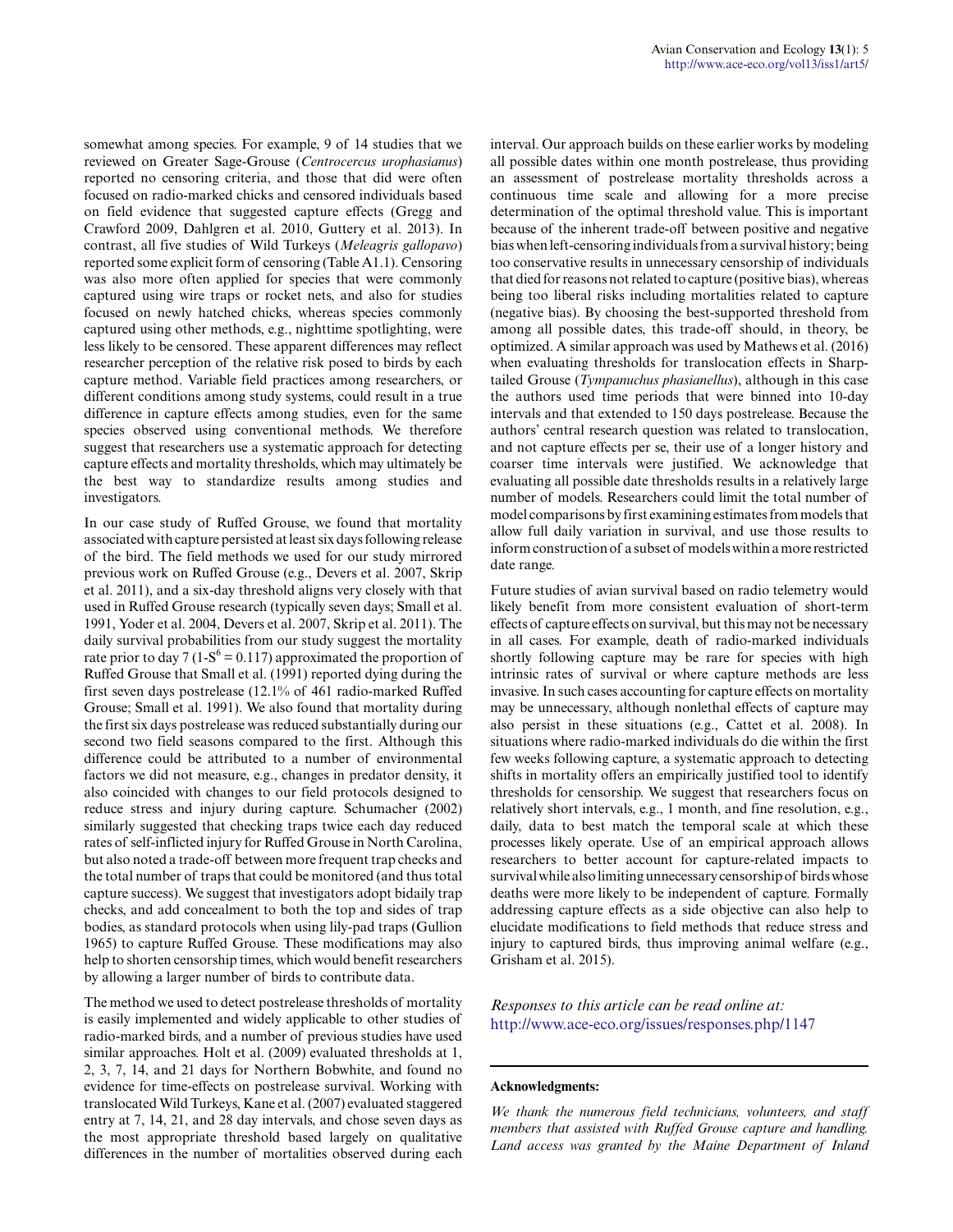somewhat among species. For example, 9 of 14 studies that we reviewed on Greater Sage-Grouse (*Centrocercus urophasianus*) reported no censoring criteria, and those that did were often focused on radio-marked chicks and censored individuals based on field evidence that suggested capture effects (Gregg and Crawford 2009, Dahlgren et al. 2010, Guttery et al. 2013). In contrast, all five studies of Wild Turkeys (*Meleagris gallopavo*) reported some explicit form of censoring (Table A1.1). Censoring was also more often applied for species that were commonly captured using wire traps or rocket nets, and also for studies focused on newly hatched chicks, whereas species commonly captured using other methods, e.g., nighttime spotlighting, were less likely to be censored. These apparent differences may reflect researcher perception of the relative risk posed to birds by each capture method. Variable field practices among researchers, or different conditions among study systems, could result in a true difference in capture effects among studies, even for the same species observed using conventional methods. We therefore suggest that researchers use a systematic approach for detecting capture effects and mortality thresholds, which may ultimately be the best way to standardize results among studies and investigators.

In our case study of Ruffed Grouse, we found that mortality associated with capture persisted at least six days following release of the bird. The field methods we used for our study mirrored previous work on Ruffed Grouse (e.g., Devers et al. 2007, Skrip et al. 2011), and a six-day threshold aligns very closely with that used in Ruffed Grouse research (typically seven days; Small et al. 1991, Yoder et al. 2004, Devers et al. 2007, Skrip et al. 2011). The daily survival probabilities from our study suggest the mortality rate prior to day 7 ($1\text{-}S^6 = 0.117$) approximated the proportion of Ruffed Grouse that Small et al. (1991) reported dying during the first seven days postrelease (12.1% of 461 radio-marked Ruffed Grouse; Small et al. 1991). We also found that mortality during the first six days postrelease was reduced substantially during our second two field seasons compared to the first. Although this difference could be attributed to a number of environmental factors we did not measure, e.g., changes in predator density, it also coincided with changes to our field protocols designed to reduce stress and injury during capture. Schumacher (2002) similarly suggested that checking traps twice each day reduced rates of self-inflicted injury for Ruffed Grouse in North Carolina, but also noted a trade-off between more frequent trap checks and the total number of traps that could be monitored (and thus total capture success). We suggest that investigators adopt bidaily trap checks, and add concealment to both the top and sides of trap bodies, as standard protocols when using lily-pad traps (Gullion 1965) to capture Ruffed Grouse. These modifications may also help to shorten censorship times, which would benefit researchers by allowing a larger number of birds to contribute data.

The method we used to detect postrelease thresholds of mortality is easily implemented and widely applicable to other studies of radio-marked birds, and a number of previous studies have used similar approaches. Holt et al. (2009) evaluated thresholds at 1, 2, 3, 7, 14, and 21 days for Northern Bobwhite, and found no evidence for time-effects on postrelease survival. Working with translocated Wild Turkeys, Kane et al. (2007) evaluated staggered entry at 7, 14, 21, and 28 day intervals, and chose seven days as the most appropriate threshold based largely on qualitative differences in the number of mortalities observed during each interval. Our approach builds on these earlier works by modeling all possible dates within one month postrelease, thus providing an assessment of postrelease mortality thresholds across a continuous time scale and allowing for a more precise determination of the optimal threshold value. This is important because of the inherent trade-off between positive and negative bias when left-censoring individuals from a survival history; being too conservative results in unnecessary censorship of individuals that died for reasons not related to capture (positive bias), whereas being too liberal risks including mortalities related to capture (negative bias). By choosing the best-supported threshold from among all possible dates, this trade-off should, in theory, be optimized. A similar approach was used by Mathews et al. (2016) when evaluating thresholds for translocation effects in Sharp-tailed Grouse (*Tympanuchus phasianellus*), although in this case the authors used time periods that were binned into 10-day intervals and that extended to 150 days postrelease. Because the authors' central research question was related to translocation, and not capture effects per se, their use of a longer history and coarser time intervals were justified. We acknowledge that evaluating all possible date thresholds results in a relatively large number of models. Researchers could limit the total number of model comparisons by first examining estimates from models that allow full daily variation in survival, and use those results to inform construction of a subset of models within a more restricted date range.

Future studies of avian survival based on radio telemetry would likely benefit from more consistent evaluation of short-term effects of capture effects on survival, but this may not be necessary in all cases. For example, death of radio-marked individuals shortly following capture may be rare for species with high intrinsic rates of survival or where capture methods are less invasive. In such cases accounting for capture effects on mortality may be unnecessary, although nonlethal effects of capture may also persist in these situations (e.g., Cattet et al. 2008). In situations where radio-marked individuals do die within the first few weeks following capture, a systematic approach to detecting shifts in mortality offers an empirically justified tool to identify thresholds for censorship. We suggest that researchers focus on relatively short intervals, e.g., 1 month, and fine resolution, e.g., daily, data to best match the temporal scale at which these processes likely operate. Use of an empirical approach allows researchers to better account for capture-related impacts to survival while also limiting unnecessary censorship of birds whose deaths were more likely to be independent of capture. Formally addressing capture effects as a side objective can also help to elucidate modifications to field methods that reduce stress and injury to captured birds, thus improving animal welfare (e.g., Grisham et al. 2015).

*Responses to this article can be read online at:*
http://www.ace-eco.org/issues/responses.php/1147

**Acknowledgments:**

*We thank the numerous field technicians, volunteers, and staff members that assisted with Ruffed Grouse capture and handling. Land access was granted by the Maine Department of Inland*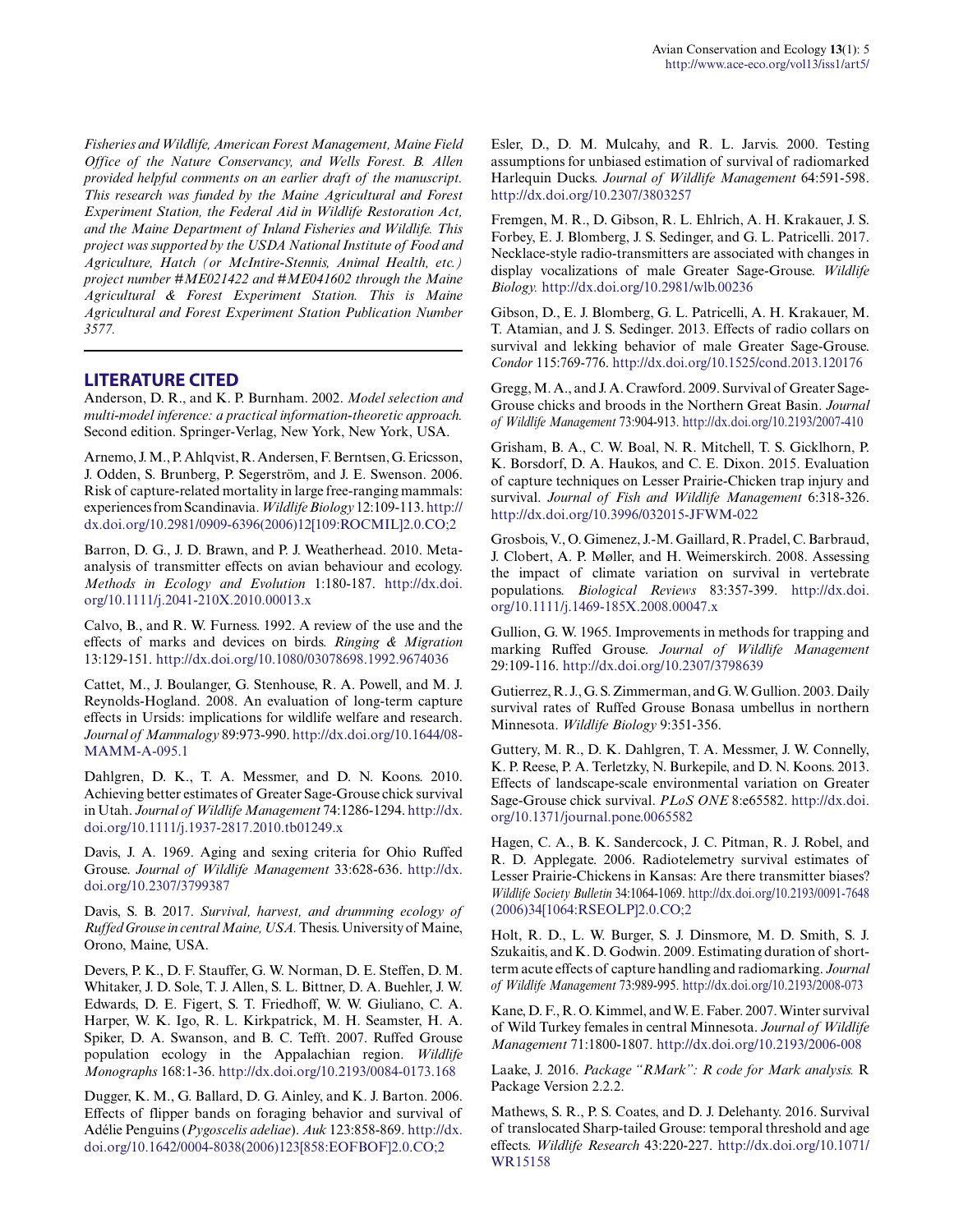*Fisheries and Wildlife, American Forest Management, Maine Field Office of the Nature Conservancy, and Wells Forest. B. Allen provided helpful comments on an earlier draft of the manuscript. This research was funded by the Maine Agricultural and Forest Experiment Station, the Federal Aid in Wildlife Restoration Act, and the Maine Department of Inland Fisheries and Wildlife. This project was supported by the USDA National Institute of Food and Agriculture, Hatch (or McIntire-Stennis, Animal Health, etc.) project number #ME021422 and #ME041602 through the Maine Agricultural & Forest Experiment Station. This is Maine Agricultural and Forest Experiment Station Publication Number 3577.*

## LITERATURE CITED

Anderson, D. R., and K. P. Burnham. 2002. *Model selection and multi-model inference: a practical information-theoretic approach.* Second edition. Springer-Verlag, New York, New York, USA.

Arnemo, J. M., P. Ahlqvist, R. Andersen, F. Berntsen, G. Ericsson, J. Odden, S. Brunberg, P. Segerström, and J. E. Swenson. 2006. Risk of capture-related mortality in large free-ranging mammals: experiences from Scandinavia. *Wildlife Biology* 12:109-113. http://dx.doi.org/10.2981/0909-6396(2006)12[109:ROCMIL]2.0.CO;2

Barron, D. G., J. D. Brawn, and P. J. Weatherhead. 2010. Meta-analysis of transmitter effects on avian behaviour and ecology. *Methods in Ecology and Evolution* 1:180-187. http://dx.doi.org/10.1111/j.2041-210X.2010.00013.x

Calvo, B., and R. W. Furness. 1992. A review of the use and the effects of marks and devices on birds. *Ringing & Migration* 13:129-151. http://dx.doi.org/10.1080/03078698.1992.9674036

Cattet, M., J. Boulanger, G. Stenhouse, R. A. Powell, and M. J. Reynolds-Hogland. 2008. An evaluation of long-term capture effects in Ursids: implications for wildlife welfare and research. *Journal of Mammalogy* 89:973-990. http://dx.doi.org/10.1644/08-MAMM-A-095.1

Dahlgren, D. K., T. A. Messmer, and D. N. Koons. 2010. Achieving better estimates of Greater Sage-Grouse chick survival in Utah. *Journal of Wildlife Management* 74:1286-1294. http://dx.doi.org/10.1111/j.1937-2817.2010.tb01249.x

Davis, J. A. 1969. Aging and sexing criteria for Ohio Ruffed Grouse. *Journal of Wildlife Management* 33:628-636. http://dx.doi.org/10.2307/3799387

Davis, S. B. 2017. *Survival, harvest, and drumming ecology of Ruffed Grouse in central Maine, USA.* Thesis. University of Maine, Orono, Maine, USA.

Devers, P. K., D. F. Stauffer, G. W. Norman, D. E. Steffen, D. M. Whitaker, J. D. Sole, T. J. Allen, S. L. Bittner, D. A. Buehler, J. W. Edwards, D. E. Figert, S. T. Friedhoff, W. W. Giuliano, C. A. Harper, W. K. Igo, R. L. Kirkpatrick, M. H. Seamster, H. A. Spiker, D. A. Swanson, and B. C. Tefft. 2007. Ruffed Grouse population ecology in the Appalachian region. *Wildlife Monographs* 168:1-36. http://dx.doi.org/10.2193/0084-0173.168

Dugger, K. M., G. Ballard, D. G. Ainley, and K. J. Barton. 2006. Effects of flipper bands on foraging behavior and survival of Adélie Penguins (*Pygoscelis adeliae*). *Auk* 123:858-869. http://dx.doi.org/10.1642/0004-8038(2006)123[858:EOFBOF]2.0.CO;2

Esler, D., D. M. Mulcahy, and R. L. Jarvis. 2000. Testing assumptions for unbiased estimation of survival of radiomarked Harlequin Ducks. *Journal of Wildlife Management* 64:591-598. http://dx.doi.org/10.2307/3803257

Fremgen, M. R., D. Gibson, R. L. Ehlrich, A. H. Krakauer, J. S. Forbey, E. J. Blomberg, J. S. Sedinger, and G. L. Patricelli. 2017. Necklace-style radio-transmitters are associated with changes in display vocalizations of male Greater Sage-Grouse. *Wildlife Biology.* http://dx.doi.org/10.2981/wlb.00236

Gibson, D., E. J. Blomberg, G. L. Patricelli, A. H. Krakauer, M. T. Atamian, and J. S. Sedinger. 2013. Effects of radio collars on survival and lekking behavior of male Greater Sage-Grouse. *Condor* 115:769-776. http://dx.doi.org/10.1525/cond.2013.120176

Gregg, M. A., and J. A. Crawford. 2009. Survival of Greater Sage-Grouse chicks and broods in the Northern Great Basin. *Journal of Wildlife Management* 73:904-913. http://dx.doi.org/10.2193/2007-410

Grisham, B. A., C. W. Boal, N. R. Mitchell, T. S. Gicklhorn, P. K. Borsdorf, D. A. Haukos, and C. E. Dixon. 2015. Evaluation of capture techniques on Lesser Prairie-Chicken trap injury and survival. *Journal of Fish and Wildlife Management* 6:318-326. http://dx.doi.org/10.3996/032015-JFWM-022

Grosbois, V., O. Gimenez, J.-M. Gaillard, R. Pradel, C. Barbraud, J. Clobert, A. P. Møller, and H. Weimerskirch. 2008. Assessing the impact of climate variation on survival in vertebrate populations. *Biological Reviews* 83:357-399. http://dx.doi.org/10.1111/j.1469-185X.2008.00047.x

Gullion, G. W. 1965. Improvements in methods for trapping and marking Ruffed Grouse. *Journal of Wildlife Management* 29:109-116. http://dx.doi.org/10.2307/3798639

Gutierrez, R. J., G. S. Zimmerman, and G. W. Gullion. 2003. Daily survival rates of Ruffed Grouse Bonasa umbellus in northern Minnesota. *Wildlife Biology* 9:351-356.

Guttery, M. R., D. K. Dahlgren, T. A. Messmer, J. W. Connelly, K. P. Reese, P. A. Terletzky, N. Burkepile, and D. N. Koons. 2013. Effects of landscape-scale environmental variation on Greater Sage-Grouse chick survival. *PLoS ONE* 8:e65582. http://dx.doi.org/10.1371/journal.pone.0065582

Hagen, C. A., B. K. Sandercock, J. C. Pitman, R. J. Robel, and R. D. Applegate. 2006. Radiotelemetry survival estimates of Lesser Prairie-Chickens in Kansas: Are there transmitter biases? *Wildlife Society Bulletin* 34:1064-1069. http://dx.doi.org/10.2193/0091-7648(2006)34[1064:RSEOLP]2.0.CO;2

Holt, R. D., L. W. Burger, S. J. Dinsmore, M. D. Smith, S. J. Szukaitis, and K. D. Godwin. 2009. Estimating duration of short-term acute effects of capture handling and radiomarking. *Journal of Wildlife Management* 73:989-995. http://dx.doi.org/10.2193/2008-073

Kane, D. F., R. O. Kimmel, and W. E. Faber. 2007. Winter survival of Wild Turkey females in central Minnesota. *Journal of Wildlife Management* 71:1800-1807. http://dx.doi.org/10.2193/2006-008

Laake, J. 2016. *Package "RMark": R code for Mark analysis.* R Package Version 2.2.2.

Mathews, S. R., P. S. Coates, and D. J. Delehanty. 2016. Survival of translocated Sharp-tailed Grouse: temporal threshold and age effects. *Wildlife Research* 43:220-227. http://dx.doi.org/10.1071/WR15158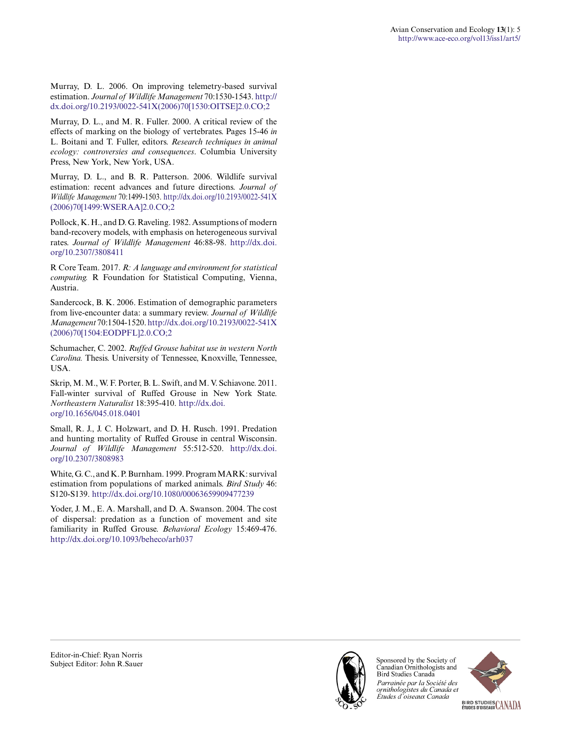Murray, D. L. 2006. On improving telemetry-based survival estimation. *Journal of Wildlife Management* 70:1530-1543. http://dx.doi.org/10.2193/0022-541X(2006)70[1530:OITSE]2.0.CO;2

Murray, D. L., and M. R. Fuller. 2000. A critical review of the effects of marking on the biology of vertebrates. Pages 15-46 *in* L. Boitani and T. Fuller, editors. *Research techniques in animal ecology: controversies and consequences*. Columbia University Press, New York, New York, USA.

Murray, D. L., and B. R. Patterson. 2006. Wildlife survival estimation: recent advances and future directions. *Journal of Wildlife Management* 70:1499-1503. http://dx.doi.org/10.2193/0022-541X(2006)70[1499:WSERAA]2.0.CO;2

Pollock, K. H., and D. G. Raveling. 1982. Assumptions of modern band-recovery models, with emphasis on heterogeneous survival rates. *Journal of Wildlife Management* 46:88-98. http://dx.doi.org/10.2307/3808411

R Core Team. 2017. *R: A language and environment for statistical computing.* R Foundation for Statistical Computing, Vienna, Austria.

Sandercock, B. K. 2006. Estimation of demographic parameters from live-encounter data: a summary review. *Journal of Wildlife Management* 70:1504-1520. http://dx.doi.org/10.2193/0022-541X(2006)70[1504:EODPFL]2.0.CO;2

Schumacher, C. 2002. *Ruffed Grouse habitat use in western North Carolina.* Thesis. University of Tennessee, Knoxville, Tennessee, USA.

Skrip, M. M., W. F. Porter, B. L. Swift, and M. V. Schiavone. 2011. Fall-winter survival of Ruffed Grouse in New York State. *Northeastern Naturalist* 18:395-410. http://dx.doi.org/10.1656/045.018.0401

Small, R. J., J. C. Holzwart, and D. H. Rusch. 1991. Predation and hunting mortality of Ruffed Grouse in central Wisconsin. *Journal of Wildlife Management* 55:512-520. http://dx.doi.org/10.2307/3808983

White, G. C., and K. P. Burnham. 1999. Program MARK: survival estimation from populations of marked animals. *Bird Study* 46: S120-S139. http://dx.doi.org/10.1080/00063659909477239

Yoder, J. M., E. A. Marshall, and D. A. Swanson. 2004. The cost of dispersal: predation as a function of movement and site familiarity in Ruffed Grouse. *Behavioral Ecology* 15:469-476. http://dx.doi.org/10.1093/beheco/arh037

Editor-in-Chief: Ryan Norris
Subject Editor: John R.Sauer

Sponsored by the Society of Canadian Ornithologists and Bird Studies Canada
*Parrainée par la Société des ornithologistes du Canada et Études d'oiseaux Canada*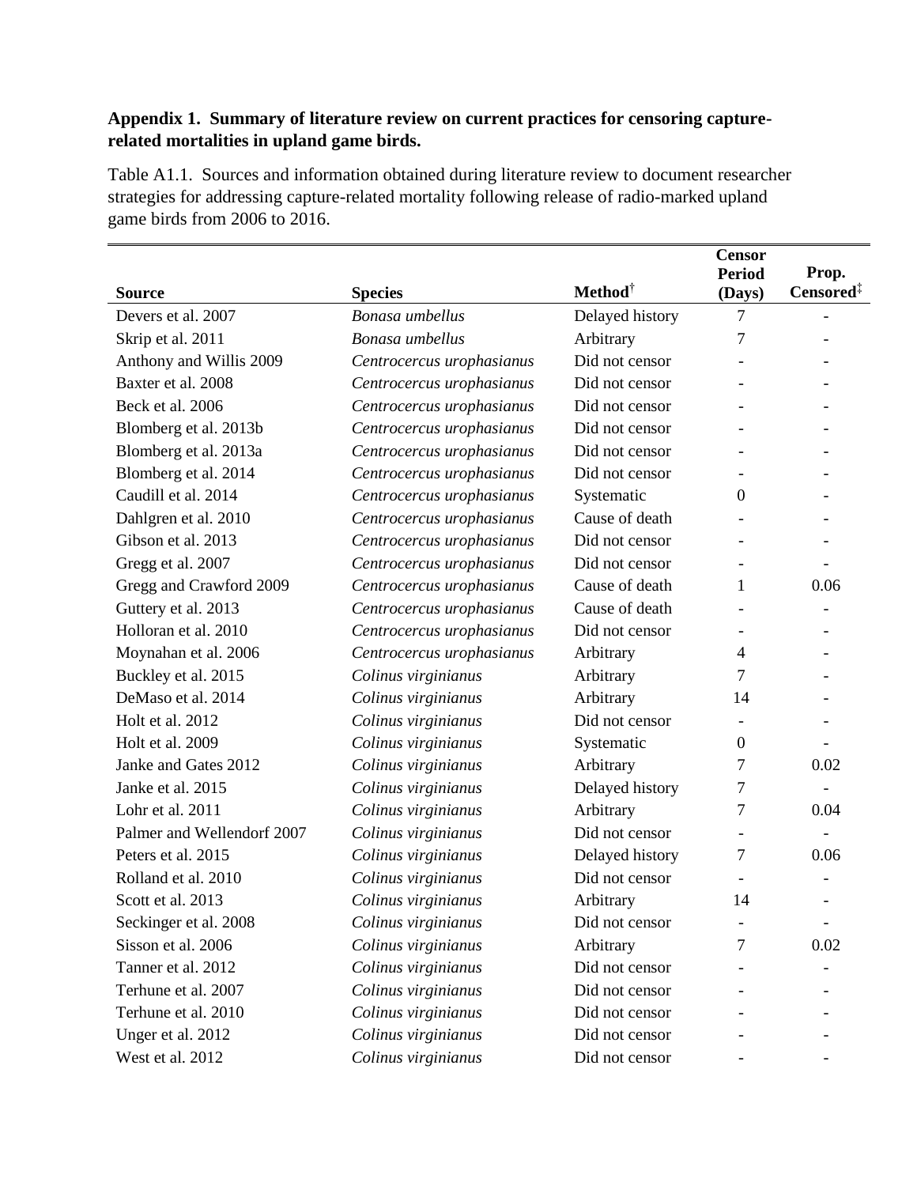**Appendix 1. Summary of literature review on current practices for censoring capture-related mortalities in upland game birds.**

Table A1.1. Sources and information obtained during literature review to document researcher strategies for addressing capture-related mortality following release of radio-marked upland game birds from 2006 to 2016.

| Source | Species | Method† | Censor Period (Days) | Prop. Censored‡ |
|---|---|---|---|---|
| Devers et al. 2007 | *Bonasa umbellus* | Delayed history | 7 | - |
| Skrip et al. 2011 | *Bonasa umbellus* | Arbitrary | 7 | - |
| Anthony and Willis 2009 | *Centrocercus urophasianus* | Did not censor | - | - |
| Baxter et al. 2008 | *Centrocercus urophasianus* | Did not censor | - | - |
| Beck et al. 2006 | *Centrocercus urophasianus* | Did not censor | - | - |
| Blomberg et al. 2013b | *Centrocercus urophasianus* | Did not censor | - | - |
| Blomberg et al. 2013a | *Centrocercus urophasianus* | Did not censor | - | - |
| Blomberg et al. 2014 | *Centrocercus urophasianus* | Did not censor | - | - |
| Caudill et al. 2014 | *Centrocercus urophasianus* | Systematic | 0 | - |
| Dahlgren et al. 2010 | *Centrocercus urophasianus* | Cause of death | - | - |
| Gibson et al. 2013 | *Centrocercus urophasianus* | Did not censor | - | - |
| Gregg et al. 2007 | *Centrocercus urophasianus* | Did not censor | - | - |
| Gregg and Crawford 2009 | *Centrocercus urophasianus* | Cause of death | 1 | 0.06 |
| Guttery et al. 2013 | *Centrocercus urophasianus* | Cause of death | - | - |
| Holloran et al. 2010 | *Centrocercus urophasianus* | Did not censor | - | - |
| Moynahan et al. 2006 | *Centrocercus urophasianus* | Arbitrary | 4 | - |
| Buckley et al. 2015 | *Colinus virginianus* | Arbitrary | 7 | - |
| DeMaso et al. 2014 | *Colinus virginianus* | Arbitrary | 14 | - |
| Holt et al. 2012 | *Colinus virginianus* | Did not censor | - | - |
| Holt et al. 2009 | *Colinus virginianus* | Systematic | 0 | - |
| Janke and Gates 2012 | *Colinus virginianus* | Arbitrary | 7 | 0.02 |
| Janke et al. 2015 | *Colinus virginianus* | Delayed history | 7 | - |
| Lohr et al. 2011 | *Colinus virginianus* | Arbitrary | 7 | 0.04 |
| Palmer and Wellendorf 2007 | *Colinus virginianus* | Did not censor | - | - |
| Peters et al. 2015 | *Colinus virginianus* | Delayed history | 7 | 0.06 |
| Rolland et al. 2010 | *Colinus virginianus* | Did not censor | - | - |
| Scott et al. 2013 | *Colinus virginianus* | Arbitrary | 14 | - |
| Seckinger et al. 2008 | *Colinus virginianus* | Did not censor | - | - |
| Sisson et al. 2006 | *Colinus virginianus* | Arbitrary | 7 | 0.02 |
| Tanner et al. 2012 | *Colinus virginianus* | Did not censor | - | - |
| Terhune et al. 2007 | *Colinus virginianus* | Did not censor | - | - |
| Terhune et al. 2010 | *Colinus virginianus* | Did not censor | - | - |
| Unger et al. 2012 | *Colinus virginianus* | Did not censor | - | - |
| West et al. 2012 | *Colinus virginianus* | Did not censor | - | - |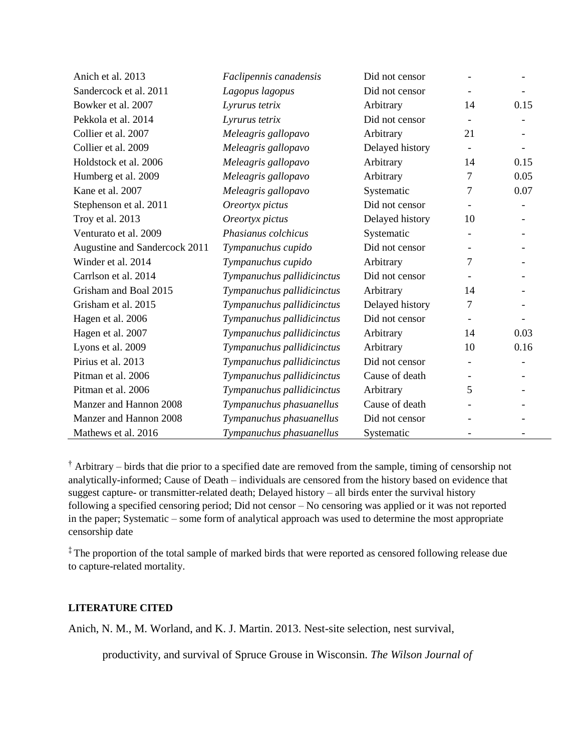| | | | | |
|---|---|---|---|---|
| Anich et al. 2013 | *Faclipennis canadensis* | Did not censor | - | - |
| Sandercock et al. 2011 | *Lagopus lagopus* | Did not censor | - | - |
| Bowker et al. 2007 | *Lyrurus tetrix* | Arbitrary | 14 | 0.15 |
| Pekkola et al. 2014 | *Lyrurus tetrix* | Did not censor | - | - |
| Collier et al. 2007 | *Meleagris gallopavo* | Arbitrary | 21 | - |
| Collier et al. 2009 | *Meleagris gallopavo* | Delayed history | - | - |
| Holdstock et al. 2006 | *Meleagris gallopavo* | Arbitrary | 14 | 0.15 |
| Humberg et al. 2009 | *Meleagris gallopavo* | Arbitrary | 7 | 0.05 |
| Kane et al. 2007 | *Meleagris gallopavo* | Systematic | 7 | 0.07 |
| Stephenson et al. 2011 | *Oreortyx pictus* | Did not censor | - | - |
| Troy et al. 2013 | *Oreortyx pictus* | Delayed history | 10 | - |
| Venturato et al. 2009 | *Phasianus colchicus* | Systematic | - | - |
| Augustine and Sandercock 2011 | *Tympanuchus cupido* | Did not censor | - | - |
| Winder et al. 2014 | *Tympanuchus cupido* | Arbitrary | 7 | - |
| Carrlson et al. 2014 | *Tympanuchus pallidicinctus* | Did not censor | - | - |
| Grisham and Boal 2015 | *Tympanuchus pallidicinctus* | Arbitrary | 14 | - |
| Grisham et al. 2015 | *Tympanuchus pallidicinctus* | Delayed history | 7 | - |
| Hagen et al. 2006 | *Tympanuchus pallidicinctus* | Did not censor | - | - |
| Hagen et al. 2007 | *Tympanuchus pallidicinctus* | Arbitrary | 14 | 0.03 |
| Lyons et al. 2009 | *Tympanuchus pallidicinctus* | Arbitrary | 10 | 0.16 |
| Pirius et al. 2013 | *Tympanuchus pallidicinctus* | Did not censor | - | - |
| Pitman et al. 2006 | *Tympanuchus pallidicinctus* | Cause of death | - | - |
| Pitman et al. 2006 | *Tympanuchus pallidicinctus* | Arbitrary | 5 | - |
| Manzer and Hannon 2008 | *Tympanuchus phasuanellus* | Cause of death | - | - |
| Manzer and Hannon 2008 | *Tympanuchus phasuanellus* | Did not censor | - | - |
| Mathews et al. 2016 | *Tympanuchus phasuanellus* | Systematic | - | - |

[†] Arbitrary – birds that die prior to a specified date are removed from the sample, timing of censorship not analytically-informed; Cause of Death – individuals are censored from the history based on evidence that suggest capture- or transmitter-related death; Delayed history – all birds enter the survival history following a specified censoring period; Did not censor – No censoring was applied or it was not reported in the paper; Systematic – some form of analytical approach was used to determine the most appropriate censorship date

[‡] The proportion of the total sample of marked birds that were reported as censored following release due to capture-related mortality.

## LITERATURE CITED

Anich, N. M., M. Worland, and K. J. Martin. 2013. Nest-site selection, nest survival, productivity, and survival of Spruce Grouse in Wisconsin. *The Wilson Journal of*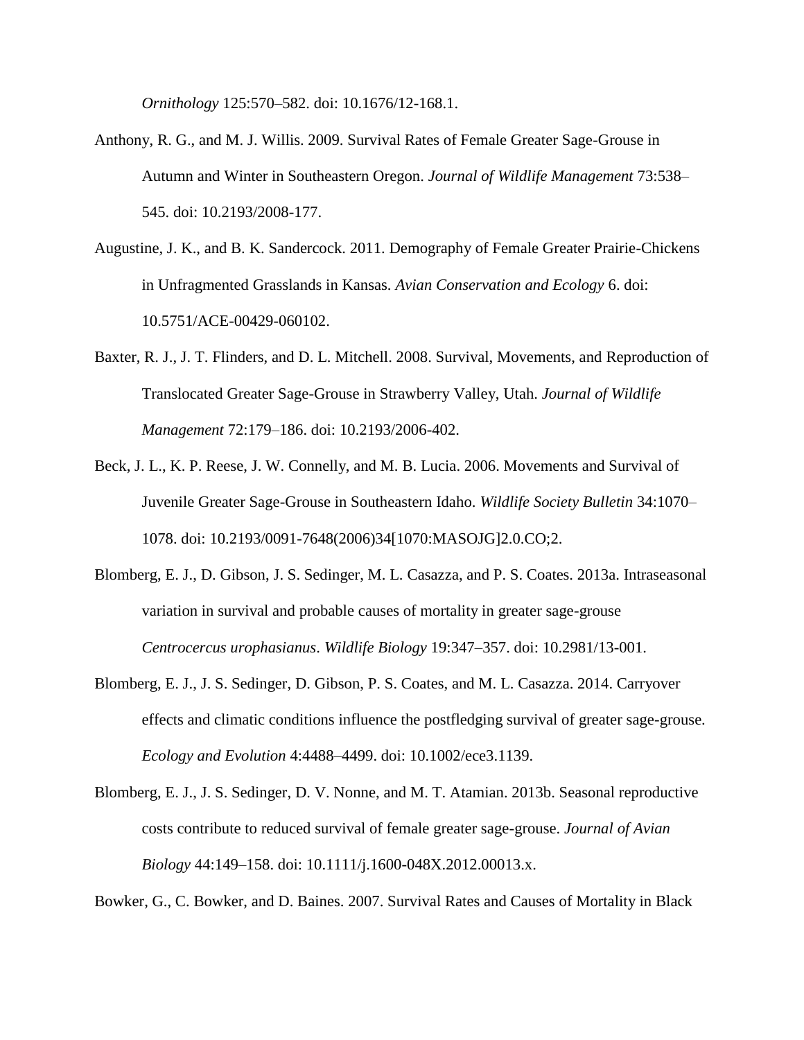*Ornithology* 125:570–582. doi: 10.1676/12-168.1.

Anthony, R. G., and M. J. Willis. 2009. Survival Rates of Female Greater Sage-Grouse in Autumn and Winter in Southeastern Oregon. *Journal of Wildlife Management* 73:538–545. doi: 10.2193/2008-177.

Augustine, J. K., and B. K. Sandercock. 2011. Demography of Female Greater Prairie-Chickens in Unfragmented Grasslands in Kansas. *Avian Conservation and Ecology* 6. doi: 10.5751/ACE-00429-060102.

Baxter, R. J., J. T. Flinders, and D. L. Mitchell. 2008. Survival, Movements, and Reproduction of Translocated Greater Sage-Grouse in Strawberry Valley, Utah. *Journal of Wildlife Management* 72:179–186. doi: 10.2193/2006-402.

Beck, J. L., K. P. Reese, J. W. Connelly, and M. B. Lucia. 2006. Movements and Survival of Juvenile Greater Sage-Grouse in Southeastern Idaho. *Wildlife Society Bulletin* 34:1070–1078. doi: 10.2193/0091-7648(2006)34[1070:MASOJG]2.0.CO;2.

Blomberg, E. J., D. Gibson, J. S. Sedinger, M. L. Casazza, and P. S. Coates. 2013a. Intraseasonal variation in survival and probable causes of mortality in greater sage-grouse *Centrocercus urophasianus*. *Wildlife Biology* 19:347–357. doi: 10.2981/13-001.

Blomberg, E. J., J. S. Sedinger, D. Gibson, P. S. Coates, and M. L. Casazza. 2014. Carryover effects and climatic conditions influence the postfledging survival of greater sage-grouse. *Ecology and Evolution* 4:4488–4499. doi: 10.1002/ece3.1139.

Blomberg, E. J., J. S. Sedinger, D. V. Nonne, and M. T. Atamian. 2013b. Seasonal reproductive costs contribute to reduced survival of female greater sage-grouse. *Journal of Avian Biology* 44:149–158. doi: 10.1111/j.1600-048X.2012.00013.x.

Bowker, G., C. Bowker, and D. Baines. 2007. Survival Rates and Causes of Mortality in Black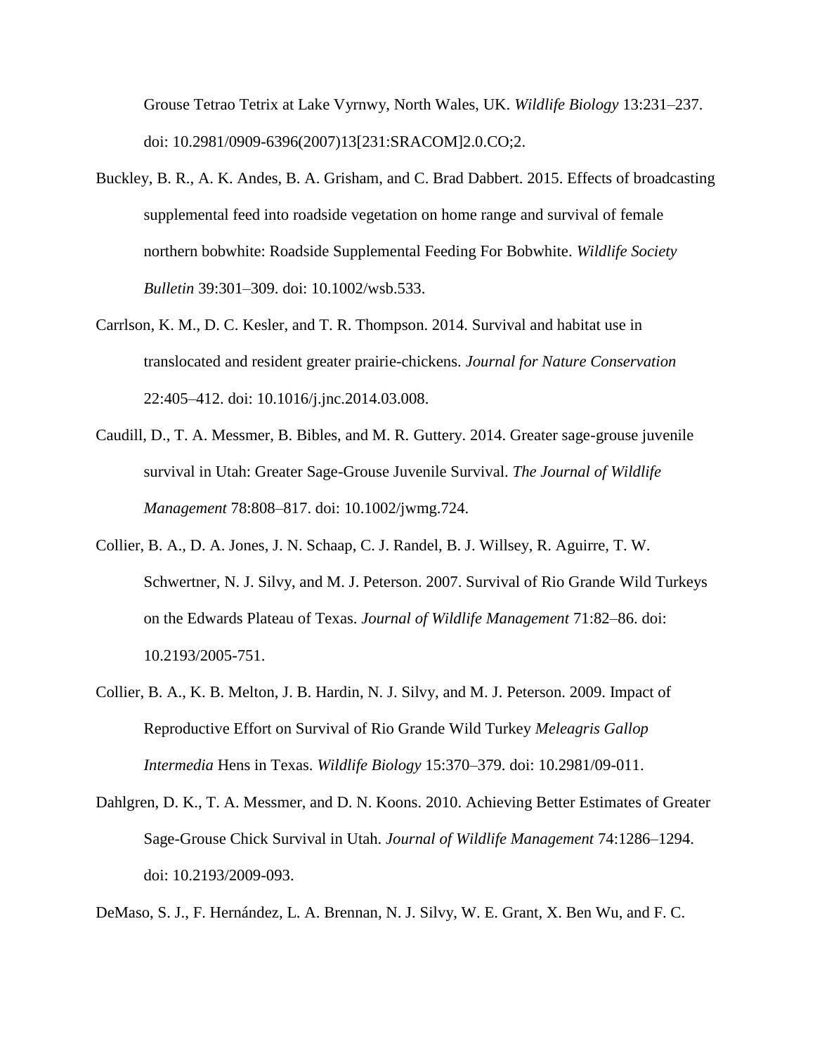Grouse Tetrao Tetrix at Lake Vyrnwy, North Wales, UK. *Wildlife Biology* 13:231–237. doi: 10.2981/0909-6396(2007)13[231:SRACOM]2.0.CO;2.

Buckley, B. R., A. K. Andes, B. A. Grisham, and C. Brad Dabbert. 2015. Effects of broadcasting supplemental feed into roadside vegetation on home range and survival of female northern bobwhite: Roadside Supplemental Feeding For Bobwhite. *Wildlife Society Bulletin* 39:301–309. doi: 10.1002/wsb.533.

Carrlson, K. M., D. C. Kesler, and T. R. Thompson. 2014. Survival and habitat use in translocated and resident greater prairie-chickens. *Journal for Nature Conservation* 22:405–412. doi: 10.1016/j.jnc.2014.03.008.

Caudill, D., T. A. Messmer, B. Bibles, and M. R. Guttery. 2014. Greater sage-grouse juvenile survival in Utah: Greater Sage-Grouse Juvenile Survival. *The Journal of Wildlife Management* 78:808–817. doi: 10.1002/jwmg.724.

Collier, B. A., D. A. Jones, J. N. Schaap, C. J. Randel, B. J. Willsey, R. Aguirre, T. W. Schwertner, N. J. Silvy, and M. J. Peterson. 2007. Survival of Rio Grande Wild Turkeys on the Edwards Plateau of Texas. *Journal of Wildlife Management* 71:82–86. doi: 10.2193/2005-751.

Collier, B. A., K. B. Melton, J. B. Hardin, N. J. Silvy, and M. J. Peterson. 2009. Impact of Reproductive Effort on Survival of Rio Grande Wild Turkey *Meleagris Gallop Intermedia* Hens in Texas. *Wildlife Biology* 15:370–379. doi: 10.2981/09-011.

Dahlgren, D. K., T. A. Messmer, and D. N. Koons. 2010. Achieving Better Estimates of Greater Sage-Grouse Chick Survival in Utah. *Journal of Wildlife Management* 74:1286–1294. doi: 10.2193/2009-093.

DeMaso, S. J., F. Hernández, L. A. Brennan, N. J. Silvy, W. E. Grant, X. Ben Wu, and F. C.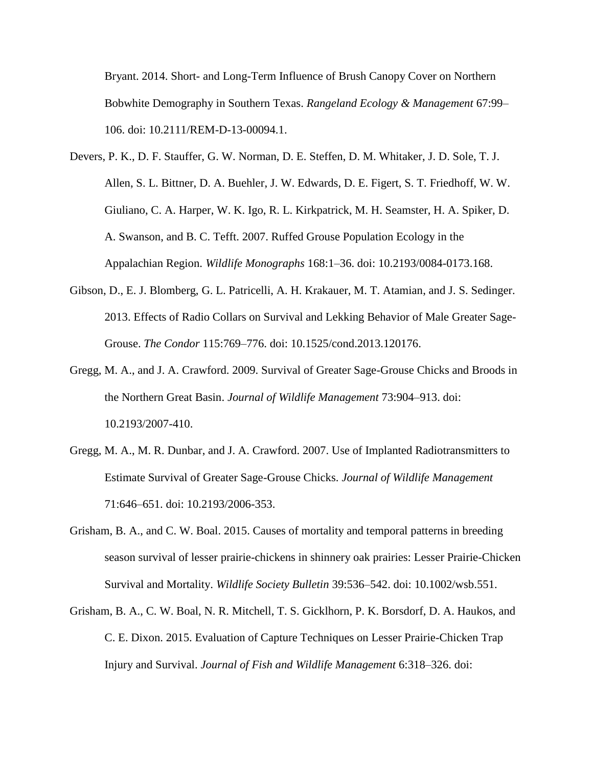Bryant. 2014. Short- and Long-Term Influence of Brush Canopy Cover on Northern Bobwhite Demography in Southern Texas. *Rangeland Ecology & Management* 67:99–106. doi: 10.2111/REM-D-13-00094.1.

Devers, P. K., D. F. Stauffer, G. W. Norman, D. E. Steffen, D. M. Whitaker, J. D. Sole, T. J. Allen, S. L. Bittner, D. A. Buehler, J. W. Edwards, D. E. Figert, S. T. Friedhoff, W. W. Giuliano, C. A. Harper, W. K. Igo, R. L. Kirkpatrick, M. H. Seamster, H. A. Spiker, D. A. Swanson, and B. C. Tefft. 2007. Ruffed Grouse Population Ecology in the Appalachian Region. *Wildlife Monographs* 168:1–36. doi: 10.2193/0084-0173.168.

Gibson, D., E. J. Blomberg, G. L. Patricelli, A. H. Krakauer, M. T. Atamian, and J. S. Sedinger. 2013. Effects of Radio Collars on Survival and Lekking Behavior of Male Greater Sage-Grouse. *The Condor* 115:769–776. doi: 10.1525/cond.2013.120176.

Gregg, M. A., and J. A. Crawford. 2009. Survival of Greater Sage-Grouse Chicks and Broods in the Northern Great Basin. *Journal of Wildlife Management* 73:904–913. doi: 10.2193/2007-410.

Gregg, M. A., M. R. Dunbar, and J. A. Crawford. 2007. Use of Implanted Radiotransmitters to Estimate Survival of Greater Sage-Grouse Chicks. *Journal of Wildlife Management* 71:646–651. doi: 10.2193/2006-353.

Grisham, B. A., and C. W. Boal. 2015. Causes of mortality and temporal patterns in breeding season survival of lesser prairie-chickens in shinnery oak prairies: Lesser Prairie-Chicken Survival and Mortality. *Wildlife Society Bulletin* 39:536–542. doi: 10.1002/wsb.551.

Grisham, B. A., C. W. Boal, N. R. Mitchell, T. S. Gicklhorn, P. K. Borsdorf, D. A. Haukos, and C. E. Dixon. 2015. Evaluation of Capture Techniques on Lesser Prairie-Chicken Trap Injury and Survival. *Journal of Fish and Wildlife Management* 6:318–326. doi: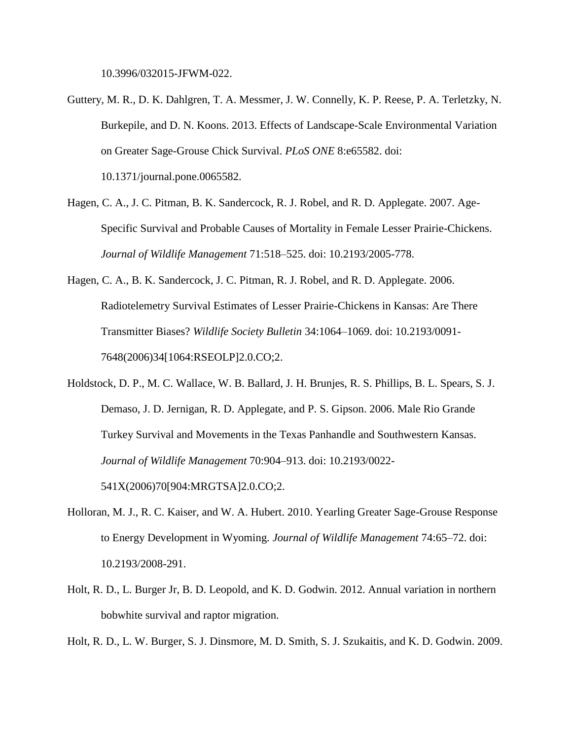10.3996/032015-JFWM-022.

Guttery, M. R., D. K. Dahlgren, T. A. Messmer, J. W. Connelly, K. P. Reese, P. A. Terletzky, N. Burkepile, and D. N. Koons. 2013. Effects of Landscape-Scale Environmental Variation on Greater Sage-Grouse Chick Survival. *PLoS ONE* 8:e65582. doi: 10.1371/journal.pone.0065582.

Hagen, C. A., J. C. Pitman, B. K. Sandercock, R. J. Robel, and R. D. Applegate. 2007. Age-Specific Survival and Probable Causes of Mortality in Female Lesser Prairie-Chickens. *Journal of Wildlife Management* 71:518–525. doi: 10.2193/2005-778.

Hagen, C. A., B. K. Sandercock, J. C. Pitman, R. J. Robel, and R. D. Applegate. 2006. Radiotelemetry Survival Estimates of Lesser Prairie-Chickens in Kansas: Are There Transmitter Biases? *Wildlife Society Bulletin* 34:1064–1069. doi: 10.2193/0091-7648(2006)34[1064:RSEOLP]2.0.CO;2.

Holdstock, D. P., M. C. Wallace, W. B. Ballard, J. H. Brunjes, R. S. Phillips, B. L. Spears, S. J. Demaso, J. D. Jernigan, R. D. Applegate, and P. S. Gipson. 2006. Male Rio Grande Turkey Survival and Movements in the Texas Panhandle and Southwestern Kansas. *Journal of Wildlife Management* 70:904–913. doi: 10.2193/0022-541X(2006)70[904:MRGTSA]2.0.CO;2.

Holloran, M. J., R. C. Kaiser, and W. A. Hubert. 2010. Yearling Greater Sage-Grouse Response to Energy Development in Wyoming. *Journal of Wildlife Management* 74:65–72. doi: 10.2193/2008-291.

Holt, R. D., L. Burger Jr, B. D. Leopold, and K. D. Godwin. 2012. Annual variation in northern bobwhite survival and raptor migration.

Holt, R. D., L. W. Burger, S. J. Dinsmore, M. D. Smith, S. J. Szukaitis, and K. D. Godwin. 2009.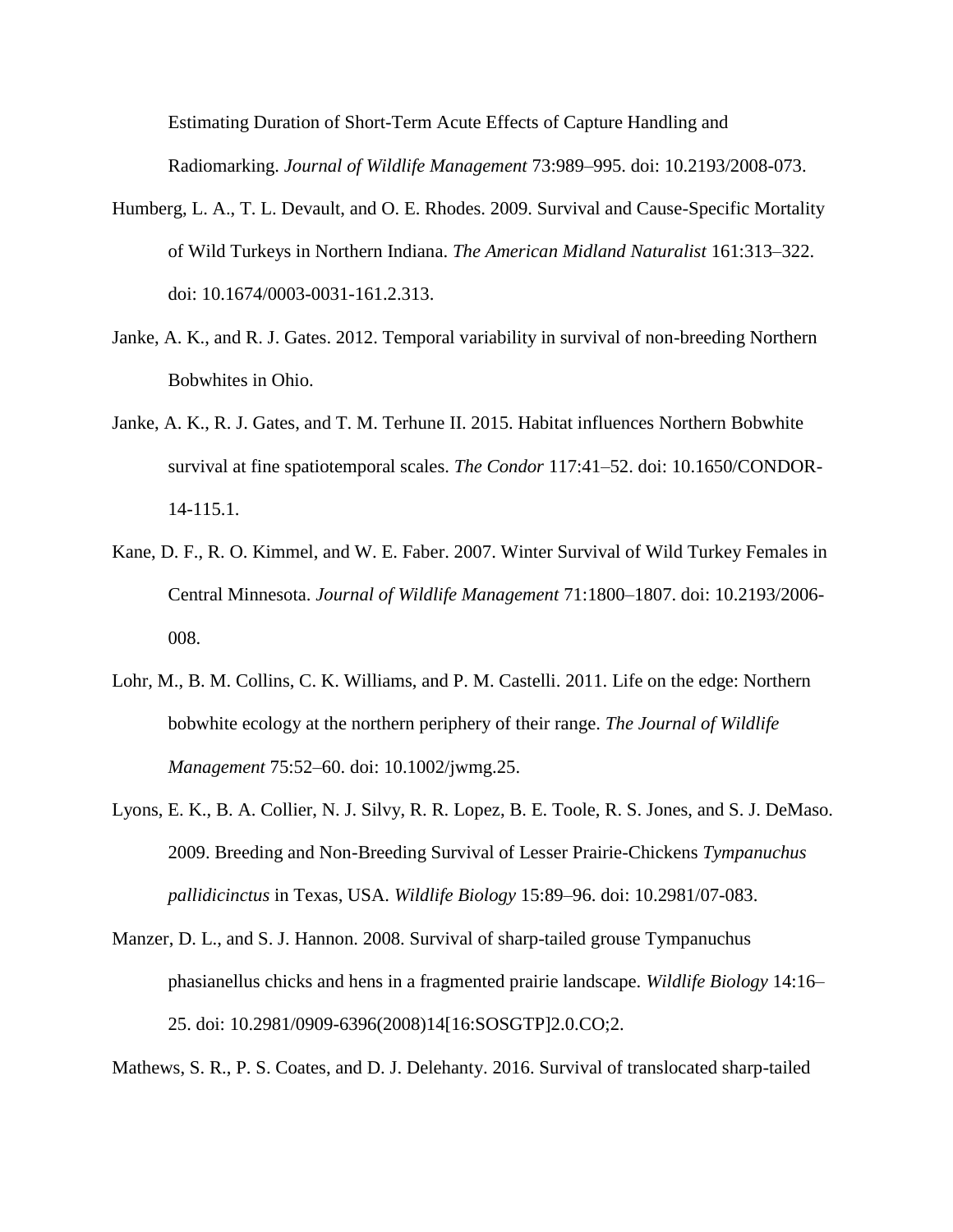Estimating Duration of Short-Term Acute Effects of Capture Handling and Radiomarking. *Journal of Wildlife Management* 73:989–995. doi: 10.2193/2008-073.

Humberg, L. A., T. L. Devault, and O. E. Rhodes. 2009. Survival and Cause-Specific Mortality of Wild Turkeys in Northern Indiana. *The American Midland Naturalist* 161:313–322. doi: 10.1674/0003-0031-161.2.313.

Janke, A. K., and R. J. Gates. 2012. Temporal variability in survival of non-breeding Northern Bobwhites in Ohio.

Janke, A. K., R. J. Gates, and T. M. Terhune II. 2015. Habitat influences Northern Bobwhite survival at fine spatiotemporal scales. *The Condor* 117:41–52. doi: 10.1650/CONDOR-14-115.1.

Kane, D. F., R. O. Kimmel, and W. E. Faber. 2007. Winter Survival of Wild Turkey Females in Central Minnesota. *Journal of Wildlife Management* 71:1800–1807. doi: 10.2193/2006-008.

Lohr, M., B. M. Collins, C. K. Williams, and P. M. Castelli. 2011. Life on the edge: Northern bobwhite ecology at the northern periphery of their range. *The Journal of Wildlife Management* 75:52–60. doi: 10.1002/jwmg.25.

Lyons, E. K., B. A. Collier, N. J. Silvy, R. R. Lopez, B. E. Toole, R. S. Jones, and S. J. DeMaso. 2009. Breeding and Non-Breeding Survival of Lesser Prairie-Chickens *Tympanuchus pallidicinctus* in Texas, USA. *Wildlife Biology* 15:89–96. doi: 10.2981/07-083.

Manzer, D. L., and S. J. Hannon. 2008. Survival of sharp-tailed grouse Tympanuchus phasianellus chicks and hens in a fragmented prairie landscape. *Wildlife Biology* 14:16–25. doi: 10.2981/0909-6396(2008)14[16:SOSGTP]2.0.CO;2.

Mathews, S. R., P. S. Coates, and D. J. Delehanty. 2016. Survival of translocated sharp-tailed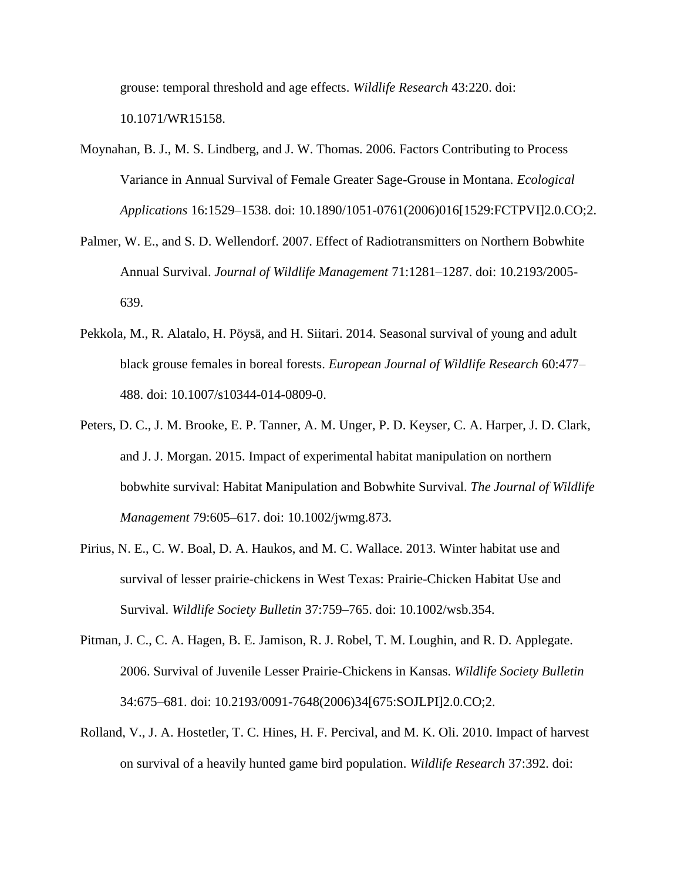grouse: temporal threshold and age effects. *Wildlife Research* 43:220. doi: 10.1071/WR15158.

Moynahan, B. J., M. S. Lindberg, and J. W. Thomas. 2006. Factors Contributing to Process Variance in Annual Survival of Female Greater Sage-Grouse in Montana. *Ecological Applications* 16:1529–1538. doi: 10.1890/1051-0761(2006)016[1529:FCTPVI]2.0.CO;2.

Palmer, W. E., and S. D. Wellendorf. 2007. Effect of Radiotransmitters on Northern Bobwhite Annual Survival. *Journal of Wildlife Management* 71:1281–1287. doi: 10.2193/2005-639.

Pekkola, M., R. Alatalo, H. Pöysä, and H. Siitari. 2014. Seasonal survival of young and adult black grouse females in boreal forests. *European Journal of Wildlife Research* 60:477–488. doi: 10.1007/s10344-014-0809-0.

Peters, D. C., J. M. Brooke, E. P. Tanner, A. M. Unger, P. D. Keyser, C. A. Harper, J. D. Clark, and J. J. Morgan. 2015. Impact of experimental habitat manipulation on northern bobwhite survival: Habitat Manipulation and Bobwhite Survival. *The Journal of Wildlife Management* 79:605–617. doi: 10.1002/jwmg.873.

Pirius, N. E., C. W. Boal, D. A. Haukos, and M. C. Wallace. 2013. Winter habitat use and survival of lesser prairie-chickens in West Texas: Prairie-Chicken Habitat Use and Survival. *Wildlife Society Bulletin* 37:759–765. doi: 10.1002/wsb.354.

Pitman, J. C., C. A. Hagen, B. E. Jamison, R. J. Robel, T. M. Loughin, and R. D. Applegate. 2006. Survival of Juvenile Lesser Prairie-Chickens in Kansas. *Wildlife Society Bulletin* 34:675–681. doi: 10.2193/0091-7648(2006)34[675:SOJLPI]2.0.CO;2.

Rolland, V., J. A. Hostetler, T. C. Hines, H. F. Percival, and M. K. Oli. 2010. Impact of harvest on survival of a heavily hunted game bird population. *Wildlife Research* 37:392. doi: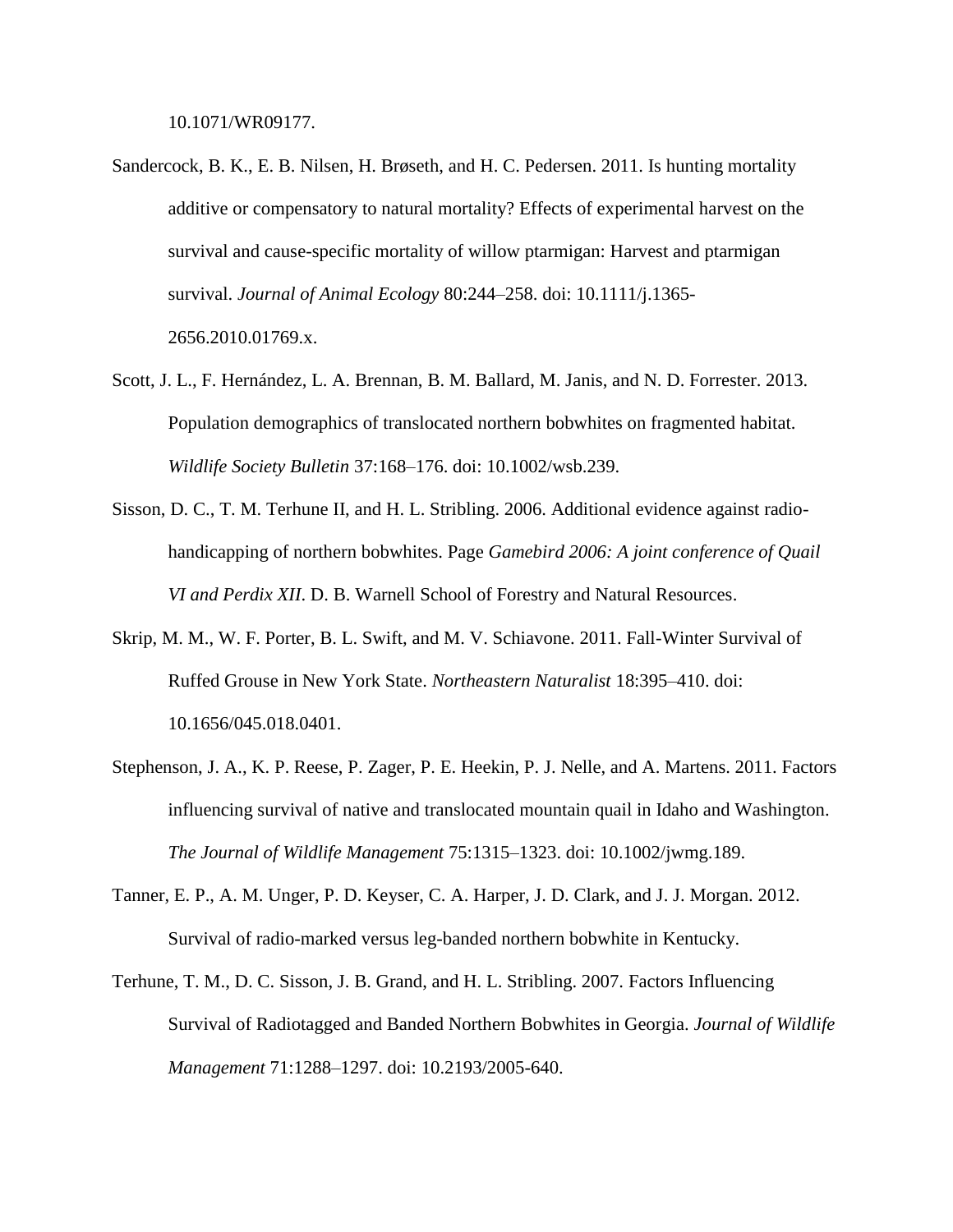10.1071/WR09177.

Sandercock, B. K., E. B. Nilsen, H. Brøseth, and H. C. Pedersen. 2011. Is hunting mortality additive or compensatory to natural mortality? Effects of experimental harvest on the survival and cause-specific mortality of willow ptarmigan: Harvest and ptarmigan survival. *Journal of Animal Ecology* 80:244–258. doi: 10.1111/j.1365-2656.2010.01769.x.

Scott, J. L., F. Hernández, L. A. Brennan, B. M. Ballard, M. Janis, and N. D. Forrester. 2013. Population demographics of translocated northern bobwhites on fragmented habitat. *Wildlife Society Bulletin* 37:168–176. doi: 10.1002/wsb.239.

Sisson, D. C., T. M. Terhune II, and H. L. Stribling. 2006. Additional evidence against radio-handicapping of northern bobwhites. Page *Gamebird 2006: A joint conference of Quail VI and Perdix XII*. D. B. Warnell School of Forestry and Natural Resources.

Skrip, M. M., W. F. Porter, B. L. Swift, and M. V. Schiavone. 2011. Fall-Winter Survival of Ruffed Grouse in New York State. *Northeastern Naturalist* 18:395–410. doi: 10.1656/045.018.0401.

Stephenson, J. A., K. P. Reese, P. Zager, P. E. Heekin, P. J. Nelle, and A. Martens. 2011. Factors influencing survival of native and translocated mountain quail in Idaho and Washington. *The Journal of Wildlife Management* 75:1315–1323. doi: 10.1002/jwmg.189.

Tanner, E. P., A. M. Unger, P. D. Keyser, C. A. Harper, J. D. Clark, and J. J. Morgan. 2012. Survival of radio-marked versus leg-banded northern bobwhite in Kentucky.

Terhune, T. M., D. C. Sisson, J. B. Grand, and H. L. Stribling. 2007. Factors Influencing Survival of Radiotagged and Banded Northern Bobwhites in Georgia. *Journal of Wildlife Management* 71:1288–1297. doi: 10.2193/2005-640.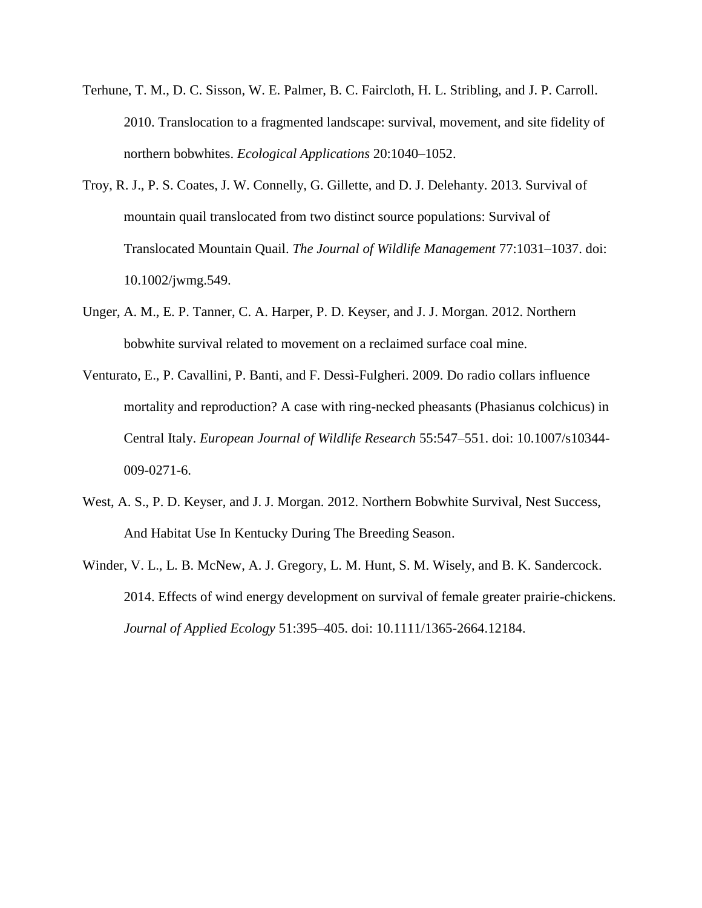Terhune, T. M., D. C. Sisson, W. E. Palmer, B. C. Faircloth, H. L. Stribling, and J. P. Carroll. 2010. Translocation to a fragmented landscape: survival, movement, and site fidelity of northern bobwhites. *Ecological Applications* 20:1040–1052.

Troy, R. J., P. S. Coates, J. W. Connelly, G. Gillette, and D. J. Delehanty. 2013. Survival of mountain quail translocated from two distinct source populations: Survival of Translocated Mountain Quail. *The Journal of Wildlife Management* 77:1031–1037. doi: 10.1002/jwmg.549.

Unger, A. M., E. P. Tanner, C. A. Harper, P. D. Keyser, and J. J. Morgan. 2012. Northern bobwhite survival related to movement on a reclaimed surface coal mine.

Venturato, E., P. Cavallini, P. Banti, and F. Dessì-Fulgheri. 2009. Do radio collars influence mortality and reproduction? A case with ring-necked pheasants (Phasianus colchicus) in Central Italy. *European Journal of Wildlife Research* 55:547–551. doi: 10.1007/s10344-009-0271-6.

West, A. S., P. D. Keyser, and J. J. Morgan. 2012. Northern Bobwhite Survival, Nest Success, And Habitat Use In Kentucky During The Breeding Season.

Winder, V. L., L. B. McNew, A. J. Gregory, L. M. Hunt, S. M. Wisely, and B. K. Sandercock. 2014. Effects of wind energy development on survival of female greater prairie-chickens. *Journal of Applied Ecology* 51:395–405. doi: 10.1111/1365-2664.12184.